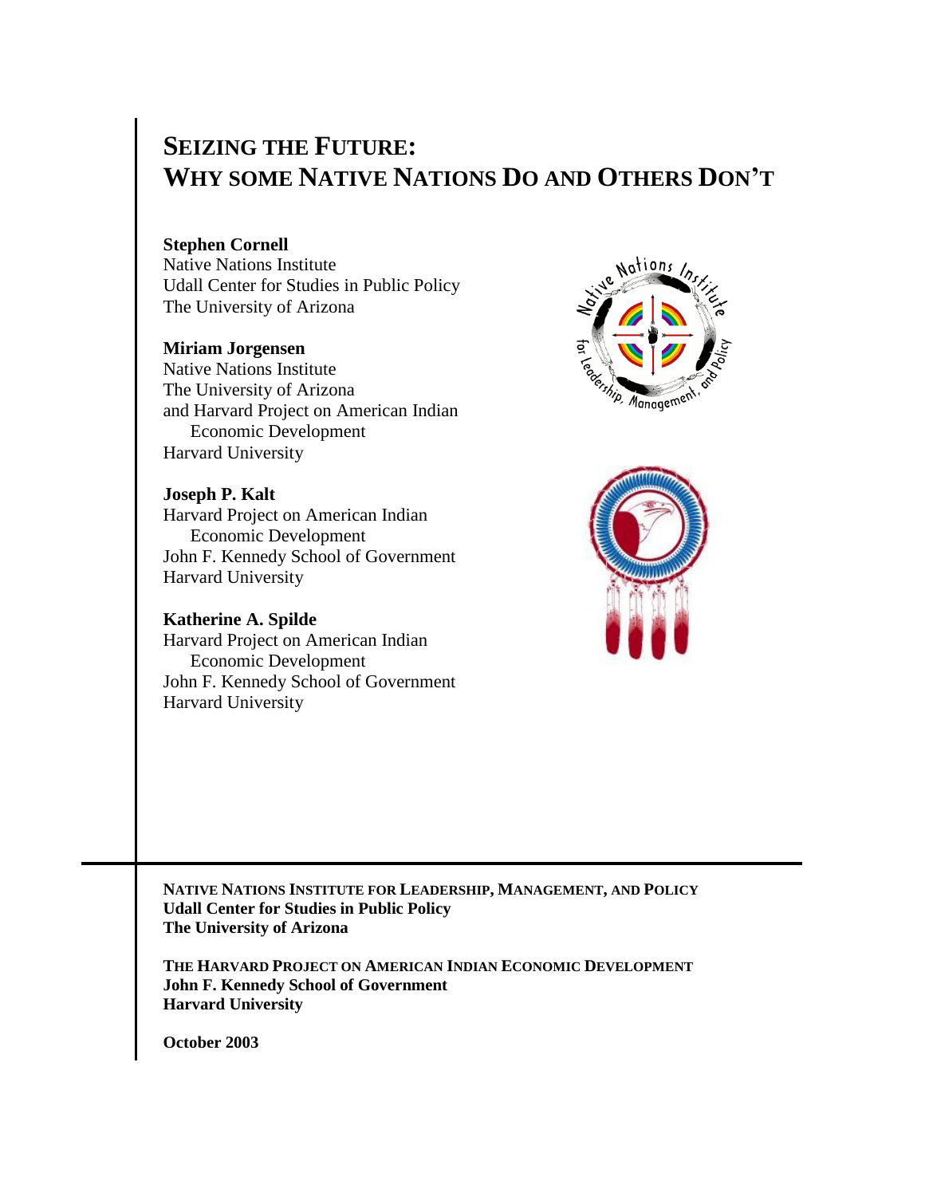# SEIZING THE FUTURE: WHY SOME NATIVE NATIONS DO AND OTHERS DON'T

**Stephen Cornell**
Native Nations Institute
Udall Center for Studies in Public Policy
The University of Arizona

**Miriam Jorgensen**
Native Nations Institute
The University of Arizona
and Harvard Project on American Indian Economic Development
Harvard University

**Joseph P. Kalt**
Harvard Project on American Indian Economic Development
John F. Kennedy School of Government
Harvard University

**Katherine A. Spilde**
Harvard Project on American Indian Economic Development
John F. Kennedy School of Government
Harvard University

**NATIVE NATIONS INSTITUTE FOR LEADERSHIP, MANAGEMENT, AND POLICY**
**Udall Center for Studies in Public Policy**
**The University of Arizona**

**THE HARVARD PROJECT ON AMERICAN INDIAN ECONOMIC DEVELOPMENT**
**John F. Kennedy School of Government**
**Harvard University**

**October 2003**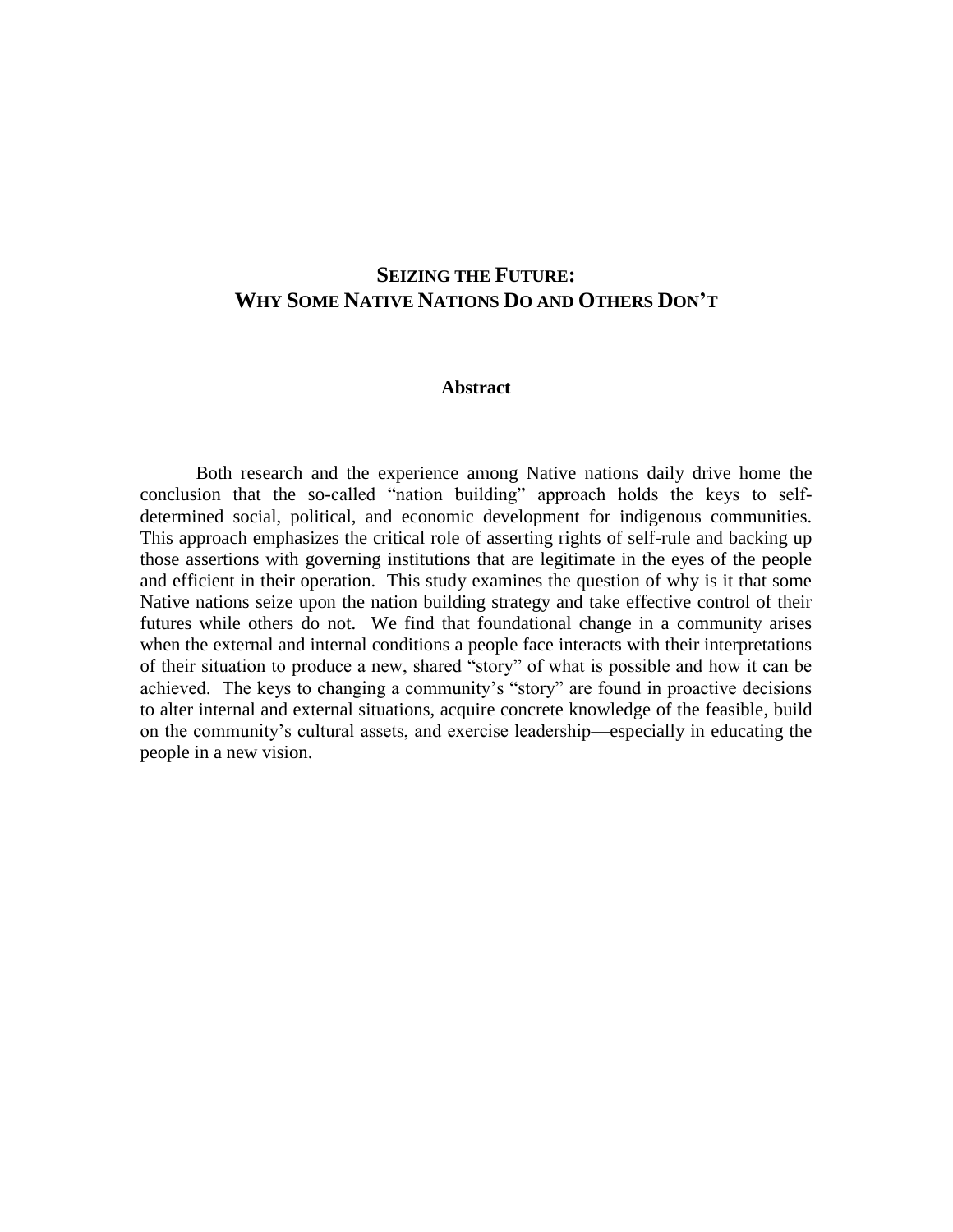# SEIZING THE FUTURE:
# WHY SOME NATIVE NATIONS DO AND OTHERS DON'T

### Abstract

Both research and the experience among Native nations daily drive home the conclusion that the so-called "nation building" approach holds the keys to self-determined social, political, and economic development for indigenous communities. This approach emphasizes the critical role of asserting rights of self-rule and backing up those assertions with governing institutions that are legitimate in the eyes of the people and efficient in their operation. This study examines the question of why is it that some Native nations seize upon the nation building strategy and take effective control of their futures while others do not. We find that foundational change in a community arises when the external and internal conditions a people face interacts with their interpretations of their situation to produce a new, shared "story" of what is possible and how it can be achieved. The keys to changing a community's "story" are found in proactive decisions to alter internal and external situations, acquire concrete knowledge of the feasible, build on the community's cultural assets, and exercise leadership—especially in educating the people in a new vision.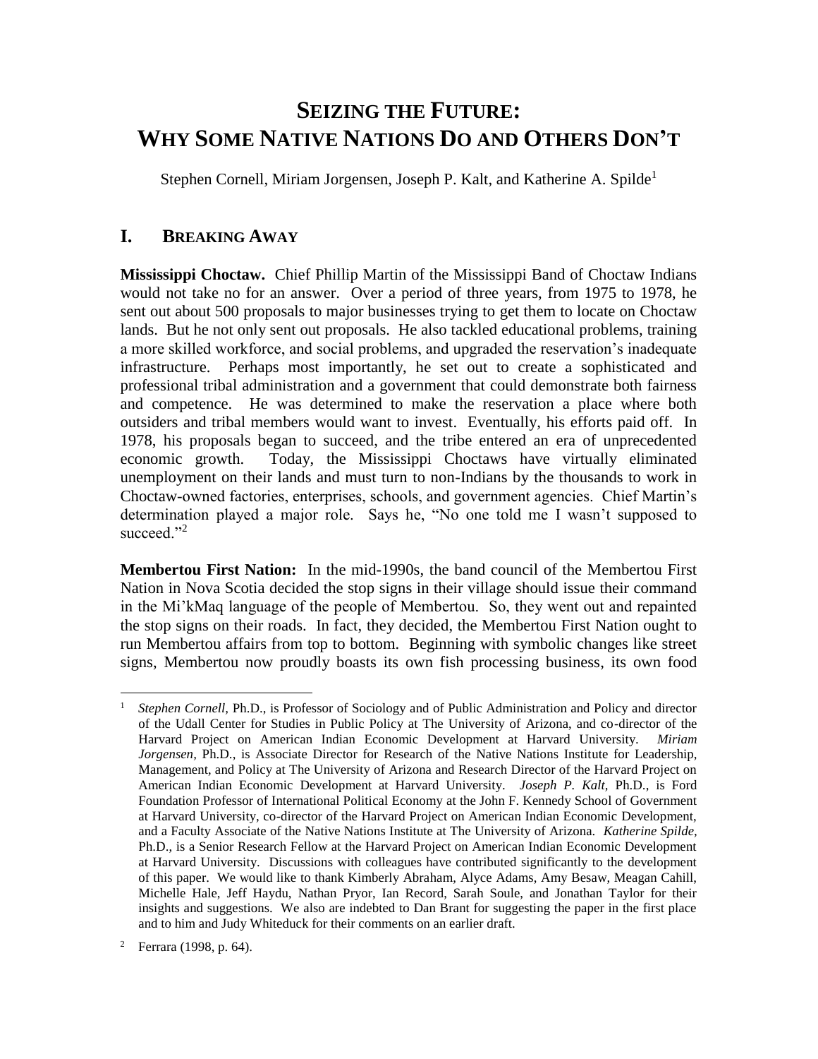# SEIZING THE FUTURE: WHY SOME NATIVE NATIONS DO AND OTHERS DON'T

Stephen Cornell, Miriam Jorgensen, Joseph P. Kalt, and Katherine A. Spilde[1]

## I. BREAKING AWAY

**Mississippi Choctaw.** Chief Phillip Martin of the Mississippi Band of Choctaw Indians would not take no for an answer. Over a period of three years, from 1975 to 1978, he sent out about 500 proposals to major businesses trying to get them to locate on Choctaw lands. But he not only sent out proposals. He also tackled educational problems, training a more skilled workforce, and social problems, and upgraded the reservation's inadequate infrastructure. Perhaps most importantly, he set out to create a sophisticated and professional tribal administration and a government that could demonstrate both fairness and competence. He was determined to make the reservation a place where both outsiders and tribal members would want to invest. Eventually, his efforts paid off. In 1978, his proposals began to succeed, and the tribe entered an era of unprecedented economic growth. Today, the Mississippi Choctaws have virtually eliminated unemployment on their lands and must turn to non-Indians by the thousands to work in Choctaw-owned factories, enterprises, schools, and government agencies. Chief Martin's determination played a major role. Says he, "No one told me I wasn't supposed to succeed."[2]

**Membertou First Nation:** In the mid-1990s, the band council of the Membertou First Nation in Nova Scotia decided the stop signs in their village should issue their command in the Mi'kMaq language of the people of Membertou. So, they went out and repainted the stop signs on their roads. In fact, they decided, the Membertou First Nation ought to run Membertou affairs from top to bottom. Beginning with symbolic changes like street signs, Membertou now proudly boasts its own fish processing business, its own food

---

[1] *Stephen Cornell,* Ph.D., is Professor of Sociology and of Public Administration and Policy and director of the Udall Center for Studies in Public Policy at The University of Arizona, and co-director of the Harvard Project on American Indian Economic Development at Harvard University. *Miriam Jorgensen,* Ph.D., is Associate Director for Research of the Native Nations Institute for Leadership, Management, and Policy at The University of Arizona and Research Director of the Harvard Project on American Indian Economic Development at Harvard University. *Joseph P. Kalt,* Ph.D., is Ford Foundation Professor of International Political Economy at the John F. Kennedy School of Government at Harvard University, co-director of the Harvard Project on American Indian Economic Development, and a Faculty Associate of the Native Nations Institute at The University of Arizona. *Katherine Spilde,* Ph.D., is a Senior Research Fellow at the Harvard Project on American Indian Economic Development at Harvard University. Discussions with colleagues have contributed significantly to the development of this paper. We would like to thank Kimberly Abraham, Alyce Adams, Amy Besaw, Meagan Cahill, Michelle Hale, Jeff Haydu, Nathan Pryor, Ian Record, Sarah Soule, and Jonathan Taylor for their insights and suggestions. We also are indebted to Dan Brant for suggesting the paper in the first place and to him and Judy Whiteduck for their comments on an earlier draft.

[2] Ferrara (1998, p. 64).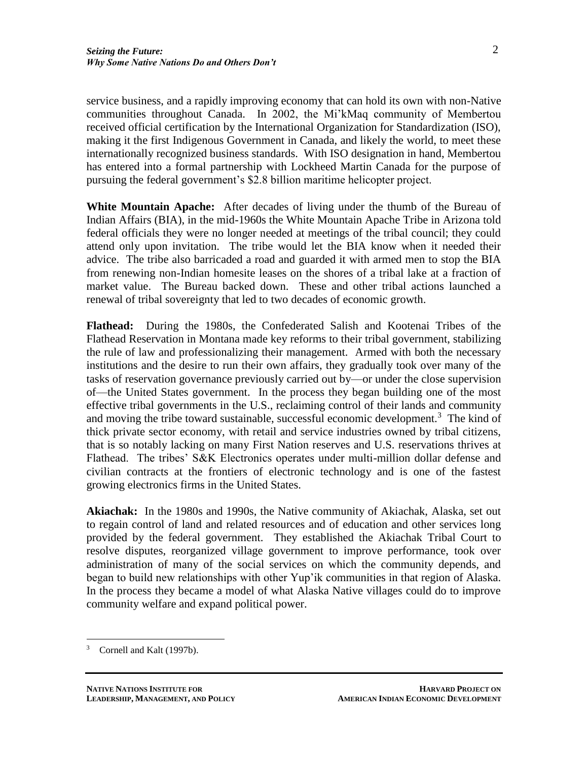service business, and a rapidly improving economy that can hold its own with non-Native communities throughout Canada. In 2002, the Mi'kMaq community of Membertou received official certification by the International Organization for Standardization (ISO), making it the first Indigenous Government in Canada, and likely the world, to meet these internationally recognized business standards. With ISO designation in hand, Membertou has entered into a formal partnership with Lockheed Martin Canada for the purpose of pursuing the federal government's $2.8 billion maritime helicopter project.

**White Mountain Apache:** After decades of living under the thumb of the Bureau of Indian Affairs (BIA), in the mid-1960s the White Mountain Apache Tribe in Arizona told federal officials they were no longer needed at meetings of the tribal council; they could attend only upon invitation. The tribe would let the BIA know when it needed their advice. The tribe also barricaded a road and guarded it with armed men to stop the BIA from renewing non-Indian homesite leases on the shores of a tribal lake at a fraction of market value. The Bureau backed down. These and other tribal actions launched a renewal of tribal sovereignty that led to two decades of economic growth.

**Flathead:** During the 1980s, the Confederated Salish and Kootenai Tribes of the Flathead Reservation in Montana made key reforms to their tribal government, stabilizing the rule of law and professionalizing their management. Armed with both the necessary institutions and the desire to run their own affairs, they gradually took over many of the tasks of reservation governance previously carried out by—or under the close supervision of—the United States government. In the process they began building one of the most effective tribal governments in the U.S., reclaiming control of their lands and community and moving the tribe toward sustainable, successful economic development.[3] The kind of thick private sector economy, with retail and service industries owned by tribal citizens, that is so notably lacking on many First Nation reserves and U.S. reservations thrives at Flathead. The tribes' S&K Electronics operates under multi-million dollar defense and civilian contracts at the frontiers of electronic technology and is one of the fastest growing electronics firms in the United States.

**Akiachak:** In the 1980s and 1990s, the Native community of Akiachak, Alaska, set out to regain control of land and related resources and of education and other services long provided by the federal government. They established the Akiachak Tribal Court to resolve disputes, reorganized village government to improve performance, took over administration of many of the social services on which the community depends, and began to build new relationships with other Yup'ik communities in that region of Alaska. In the process they became a model of what Alaska Native villages could do to improve community welfare and expand political power.

[3] Cornell and Kalt (1997b).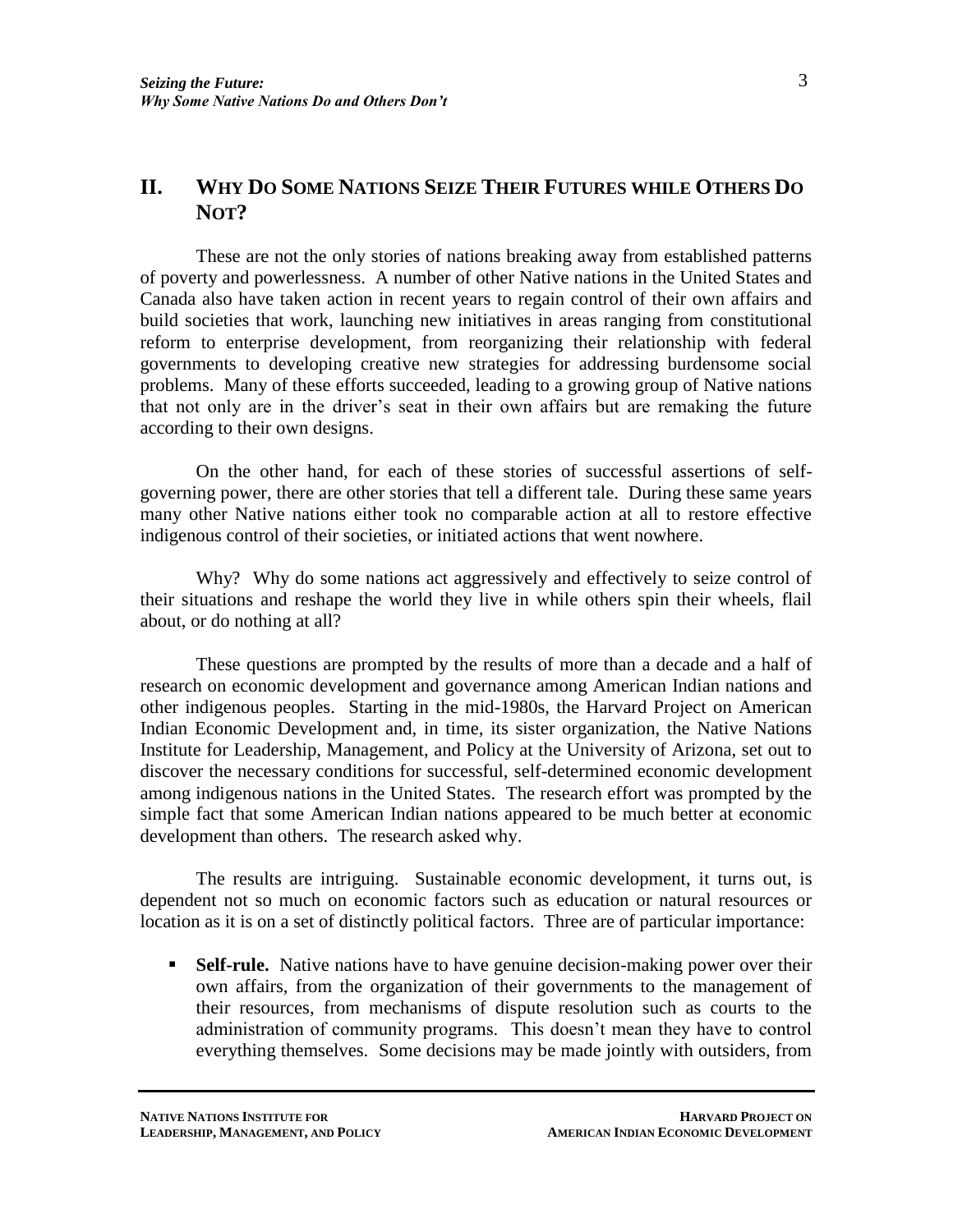## II. Why Do Some Nations Seize Their Futures while Others Do Not?

These are not the only stories of nations breaking away from established patterns of poverty and powerlessness. A number of other Native nations in the United States and Canada also have taken action in recent years to regain control of their own affairs and build societies that work, launching new initiatives in areas ranging from constitutional reform to enterprise development, from reorganizing their relationship with federal governments to developing creative new strategies for addressing burdensome social problems. Many of these efforts succeeded, leading to a growing group of Native nations that not only are in the driver's seat in their own affairs but are remaking the future according to their own designs.

On the other hand, for each of these stories of successful assertions of self-governing power, there are other stories that tell a different tale. During these same years many other Native nations either took no comparable action at all to restore effective indigenous control of their societies, or initiated actions that went nowhere.

Why? Why do some nations act aggressively and effectively to seize control of their situations and reshape the world they live in while others spin their wheels, flail about, or do nothing at all?

These questions are prompted by the results of more than a decade and a half of research on economic development and governance among American Indian nations and other indigenous peoples. Starting in the mid-1980s, the Harvard Project on American Indian Economic Development and, in time, its sister organization, the Native Nations Institute for Leadership, Management, and Policy at the University of Arizona, set out to discover the necessary conditions for successful, self-determined economic development among indigenous nations in the United States. The research effort was prompted by the simple fact that some American Indian nations appeared to be much better at economic development than others. The research asked why.

The results are intriguing. Sustainable economic development, it turns out, is dependent not so much on economic factors such as education or natural resources or location as it is on a set of distinctly political factors. Three are of particular importance:

- **Self-rule.** Native nations have to have genuine decision-making power over their own affairs, from the organization of their governments to the management of their resources, from mechanisms of dispute resolution such as courts to the administration of community programs. This doesn't mean they have to control everything themselves. Some decisions may be made jointly with outsiders, from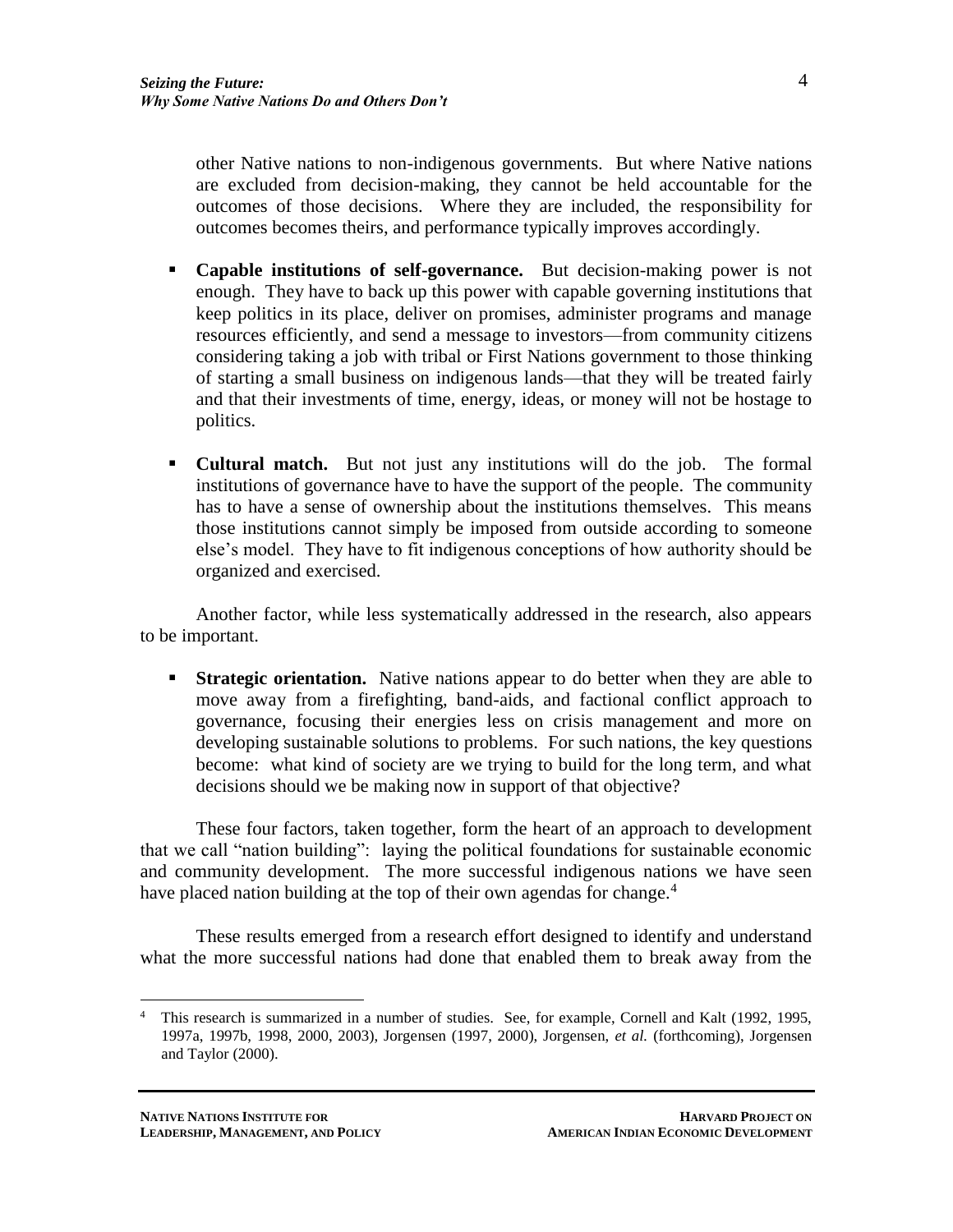other Native nations to non-indigenous governments. But where Native nations are excluded from decision-making, they cannot be held accountable for the outcomes of those decisions. Where they are included, the responsibility for outcomes becomes theirs, and performance typically improves accordingly.

- **Capable institutions of self-governance.** But decision-making power is not enough. They have to back up this power with capable governing institutions that keep politics in its place, deliver on promises, administer programs and manage resources efficiently, and send a message to investors—from community citizens considering taking a job with tribal or First Nations government to those thinking of starting a small business on indigenous lands—that they will be treated fairly and that their investments of time, energy, ideas, or money will not be hostage to politics.

- **Cultural match.** But not just any institutions will do the job. The formal institutions of governance have to have the support of the people. The community has to have a sense of ownership about the institutions themselves. This means those institutions cannot simply be imposed from outside according to someone else's model. They have to fit indigenous conceptions of how authority should be organized and exercised.

Another factor, while less systematically addressed in the research, also appears to be important.

- **Strategic orientation.** Native nations appear to do better when they are able to move away from a firefighting, band-aids, and factional conflict approach to governance, focusing their energies less on crisis management and more on developing sustainable solutions to problems. For such nations, the key questions become: what kind of society are we trying to build for the long term, and what decisions should we be making now in support of that objective?

These four factors, taken together, form the heart of an approach to development that we call "nation building": laying the political foundations for sustainable economic and community development. The more successful indigenous nations we have seen have placed nation building at the top of their own agendas for change.[4]

These results emerged from a research effort designed to identify and understand what the more successful nations had done that enabled them to break away from the

[4] This research is summarized in a number of studies. See, for example, Cornell and Kalt (1992, 1995, 1997a, 1997b, 1998, 2000, 2003), Jorgensen (1997, 2000), Jorgensen, *et al.* (forthcoming), Jorgensen and Taylor (2000).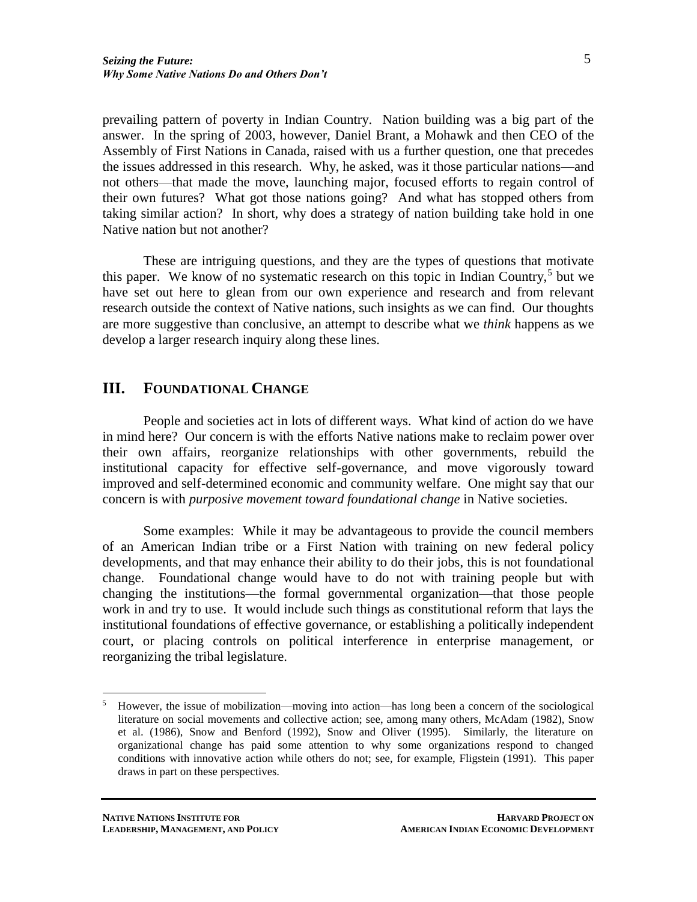prevailing pattern of poverty in Indian Country. Nation building was a big part of the answer. In the spring of 2003, however, Daniel Brant, a Mohawk and then CEO of the Assembly of First Nations in Canada, raised with us a further question, one that precedes the issues addressed in this research. Why, he asked, was it those particular nations—and not others—that made the move, launching major, focused efforts to regain control of their own futures? What got those nations going? And what has stopped others from taking similar action? In short, why does a strategy of nation building take hold in one Native nation but not another?

These are intriguing questions, and they are the types of questions that motivate this paper. We know of no systematic research on this topic in Indian Country,[5] but we have set out here to glean from our own experience and research and from relevant research outside the context of Native nations, such insights as we can find. Our thoughts are more suggestive than conclusive, an attempt to describe what we *think* happens as we develop a larger research inquiry along these lines.

## III. Foundational Change

People and societies act in lots of different ways. What kind of action do we have in mind here? Our concern is with the efforts Native nations make to reclaim power over their own affairs, reorganize relationships with other governments, rebuild the institutional capacity for effective self-governance, and move vigorously toward improved and self-determined economic and community welfare. One might say that our concern is with *purposive movement toward foundational change* in Native societies.

Some examples: While it may be advantageous to provide the council members of an American Indian tribe or a First Nation with training on new federal policy developments, and that may enhance their ability to do their jobs, this is not foundational change. Foundational change would have to do not with training people but with changing the institutions—the formal governmental organization—that those people work in and try to use. It would include such things as constitutional reform that lays the institutional foundations of effective governance, or establishing a politically independent court, or placing controls on political interference in enterprise management, or reorganizing the tribal legislature.

---

[5] However, the issue of mobilization—moving into action—has long been a concern of the sociological literature on social movements and collective action; see, among many others, McAdam (1982), Snow et al. (1986), Snow and Benford (1992), Snow and Oliver (1995). Similarly, the literature on organizational change has paid some attention to why some organizations respond to changed conditions with innovative action while others do not; see, for example, Fligstein (1991). This paper draws in part on these perspectives.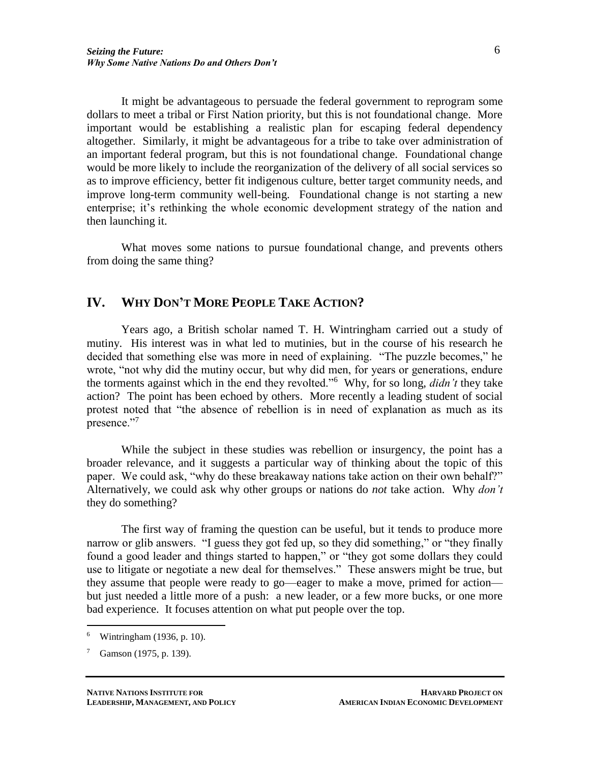It might be advantageous to persuade the federal government to reprogram some dollars to meet a tribal or First Nation priority, but this is not foundational change. More important would be establishing a realistic plan for escaping federal dependency altogether. Similarly, it might be advantageous for a tribe to take over administration of an important federal program, but this is not foundational change. Foundational change would be more likely to include the reorganization of the delivery of all social services so as to improve efficiency, better fit indigenous culture, better target community needs, and improve long-term community well-being. Foundational change is not starting a new enterprise; it's rethinking the whole economic development strategy of the nation and then launching it.

What moves some nations to pursue foundational change, and prevents others from doing the same thing?

## IV. Why Don't More People Take Action?

Years ago, a British scholar named T. H. Wintringham carried out a study of mutiny. His interest was in what led to mutinies, but in the course of his research he decided that something else was more in need of explaining. "The puzzle becomes," he wrote, "not why did the mutiny occur, but why did men, for years or generations, endure the torments against which in the end they revolted."[6] Why, for so long, *didn't* they take action? The point has been echoed by others. More recently a leading student of social protest noted that "the absence of rebellion is in need of explanation as much as its presence."[7]

While the subject in these studies was rebellion or insurgency, the point has a broader relevance, and it suggests a particular way of thinking about the topic of this paper. We could ask, "why do these breakaway nations take action on their own behalf?" Alternatively, we could ask why other groups or nations do *not* take action. Why *don't* they do something?

The first way of framing the question can be useful, but it tends to produce more narrow or glib answers. "I guess they got fed up, so they did something," or "they finally found a good leader and things started to happen," or "they got some dollars they could use to litigate or negotiate a new deal for themselves." These answers might be true, but they assume that people were ready to go—eager to make a move, primed for action—but just needed a little more of a push: a new leader, or a few more bucks, or one more bad experience. It focuses attention on what put people over the top.

---

[6] Wintringham (1936, p. 10).

[7] Gamson (1975, p. 139).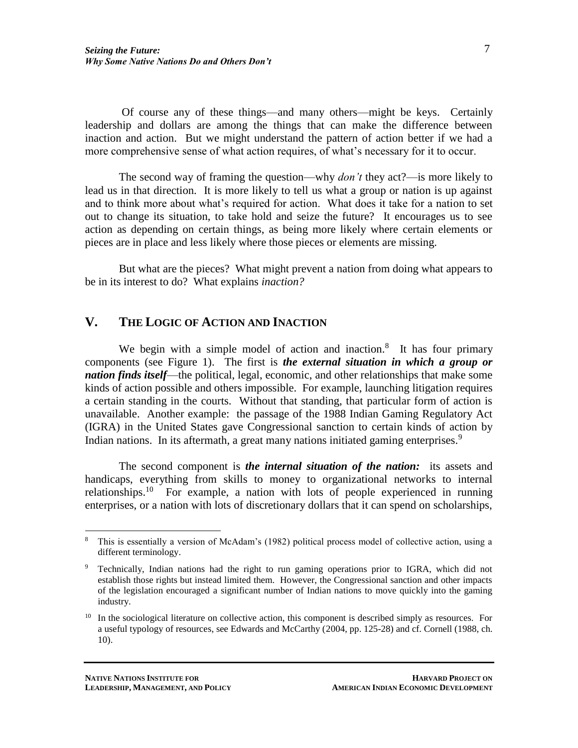Of course any of these things—and many others—might be keys. Certainly leadership and dollars are among the things that can make the difference between inaction and action. But we might understand the pattern of action better if we had a more comprehensive sense of what action requires, of what's necessary for it to occur.

The second way of framing the question—why *don't* they act?—is more likely to lead us in that direction. It is more likely to tell us what a group or nation is up against and to think more about what's required for action. What does it take for a nation to set out to change its situation, to take hold and seize the future? It encourages us to see action as depending on certain things, as being more likely where certain elements or pieces are in place and less likely where those pieces or elements are missing.

But what are the pieces? What might prevent a nation from doing what appears to be in its interest to do? What explains *inaction?*

## V. THE LOGIC OF ACTION AND INACTION

We begin with a simple model of action and inaction.[8] It has four primary components (see Figure 1). The first is ***the external situation in which a group or nation finds itself***—the political, legal, economic, and other relationships that make some kinds of action possible and others impossible. For example, launching litigation requires a certain standing in the courts. Without that standing, that particular form of action is unavailable. Another example: the passage of the 1988 Indian Gaming Regulatory Act (IGRA) in the United States gave Congressional sanction to certain kinds of action by Indian nations. In its aftermath, a great many nations initiated gaming enterprises.[9]

The second component is ***the internal situation of the nation:*** its assets and handicaps, everything from skills to money to organizational networks to internal relationships.[10] For example, a nation with lots of people experienced in running enterprises, or a nation with lots of discretionary dollars that it can spend on scholarships,

---

[8] This is essentially a version of McAdam's (1982) political process model of collective action, using a different terminology.

[9] Technically, Indian nations had the right to run gaming operations prior to IGRA, which did not establish those rights but instead limited them. However, the Congressional sanction and other impacts of the legislation encouraged a significant number of Indian nations to move quickly into the gaming industry.

[10] In the sociological literature on collective action, this component is described simply as resources. For a useful typology of resources, see Edwards and McCarthy (2004, pp. 125-28) and cf. Cornell (1988, ch. 10).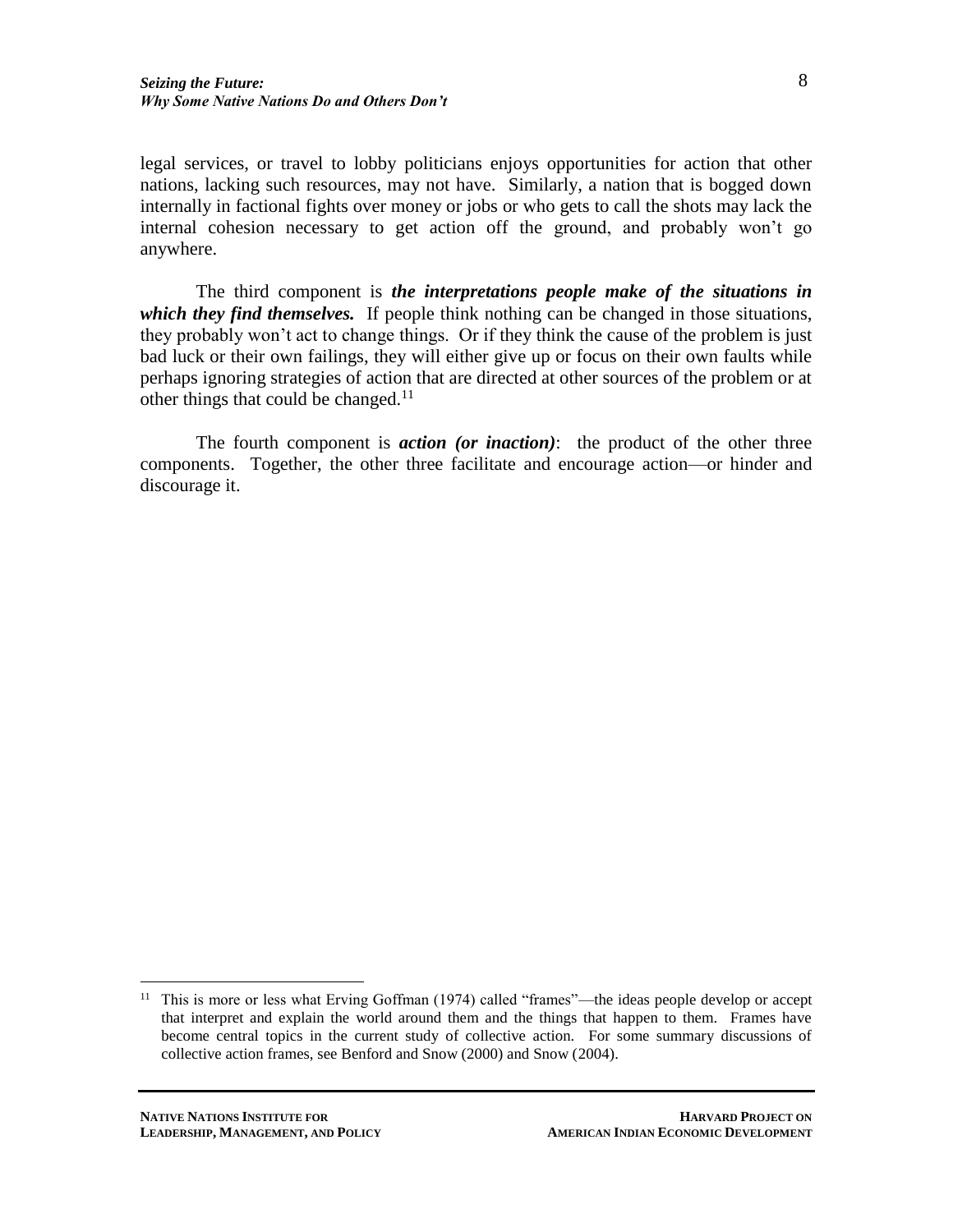legal services, or travel to lobby politicians enjoys opportunities for action that other nations, lacking such resources, may not have. Similarly, a nation that is bogged down internally in factional fights over money or jobs or who gets to call the shots may lack the internal cohesion necessary to get action off the ground, and probably won't go anywhere.

The third component is ***the interpretations people make of the situations in which they find themselves.*** If people think nothing can be changed in those situations, they probably won't act to change things. Or if they think the cause of the problem is just bad luck or their own failings, they will either give up or focus on their own faults while perhaps ignoring strategies of action that are directed at other sources of the problem or at other things that could be changed.[11]

The fourth component is ***action (or inaction)***: the product of the other three components. Together, the other three facilitate and encourage action—or hinder and discourage it.

[11] This is more or less what Erving Goffman (1974) called "frames"—the ideas people develop or accept that interpret and explain the world around them and the things that happen to them. Frames have become central topics in the current study of collective action. For some summary discussions of collective action frames, see Benford and Snow (2000) and Snow (2004).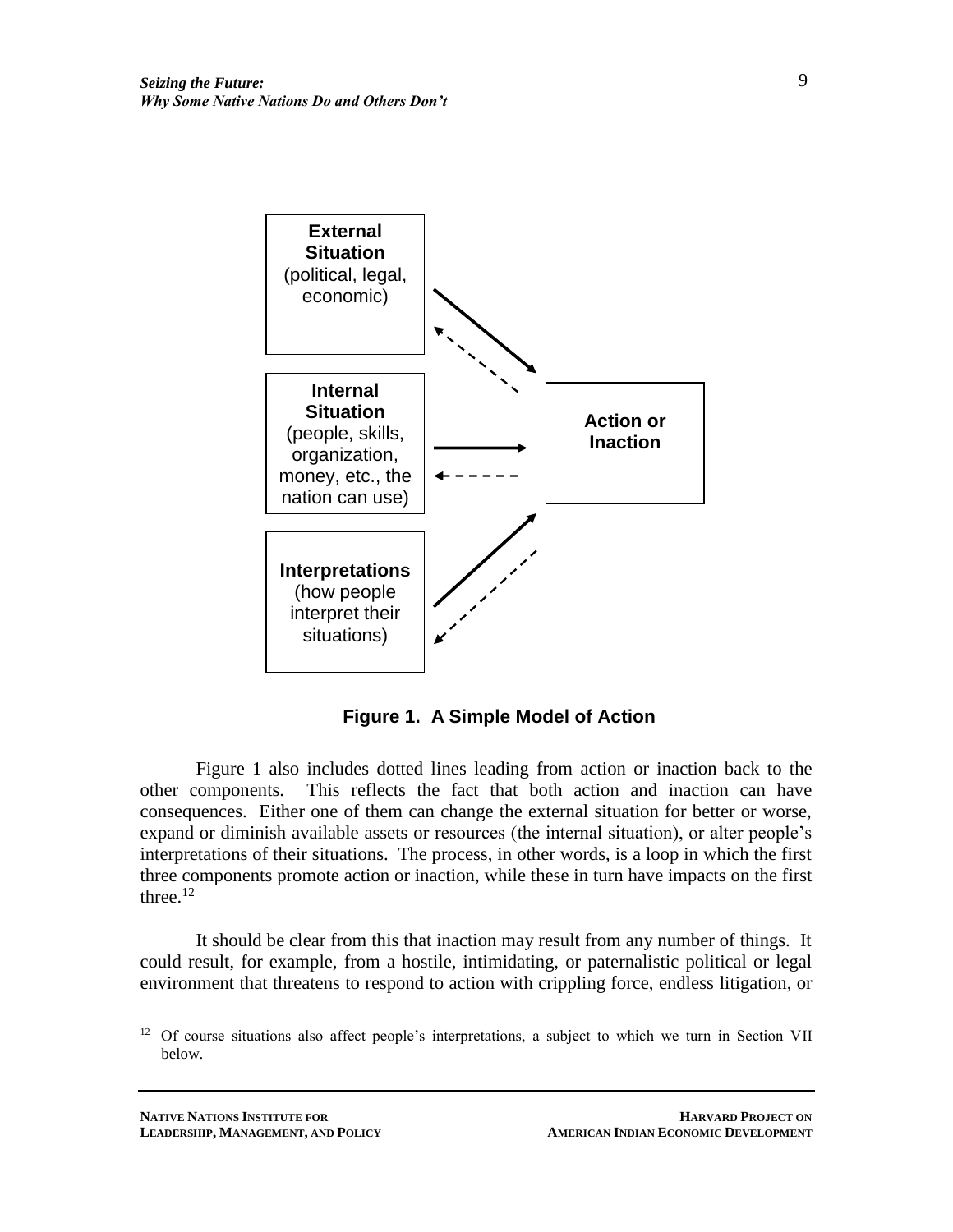**External Situation** (political, legal, economic)

**Internal Situation** (people, skills, organization, money, etc., the nation can use)

**Interpretations** (how people interpret their situations)

**Action or Inaction**

**Figure 1. A Simple Model of Action**

Figure 1 also includes dotted lines leading from action or inaction back to the other components. This reflects the fact that both action and inaction can have consequences. Either one of them can change the external situation for better or worse, expand or diminish available assets or resources (the internal situation), or alter people's interpretations of their situations. The process, in other words, is a loop in which the first three components promote action or inaction, while these in turn have impacts on the first three.[12]

It should be clear from this that inaction may result from any number of things. It could result, for example, from a hostile, intimidating, or paternalistic political or legal environment that threatens to respond to action with crippling force, endless litigation, or

[12] Of course situations also affect people's interpretations, a subject to which we turn in Section VII below.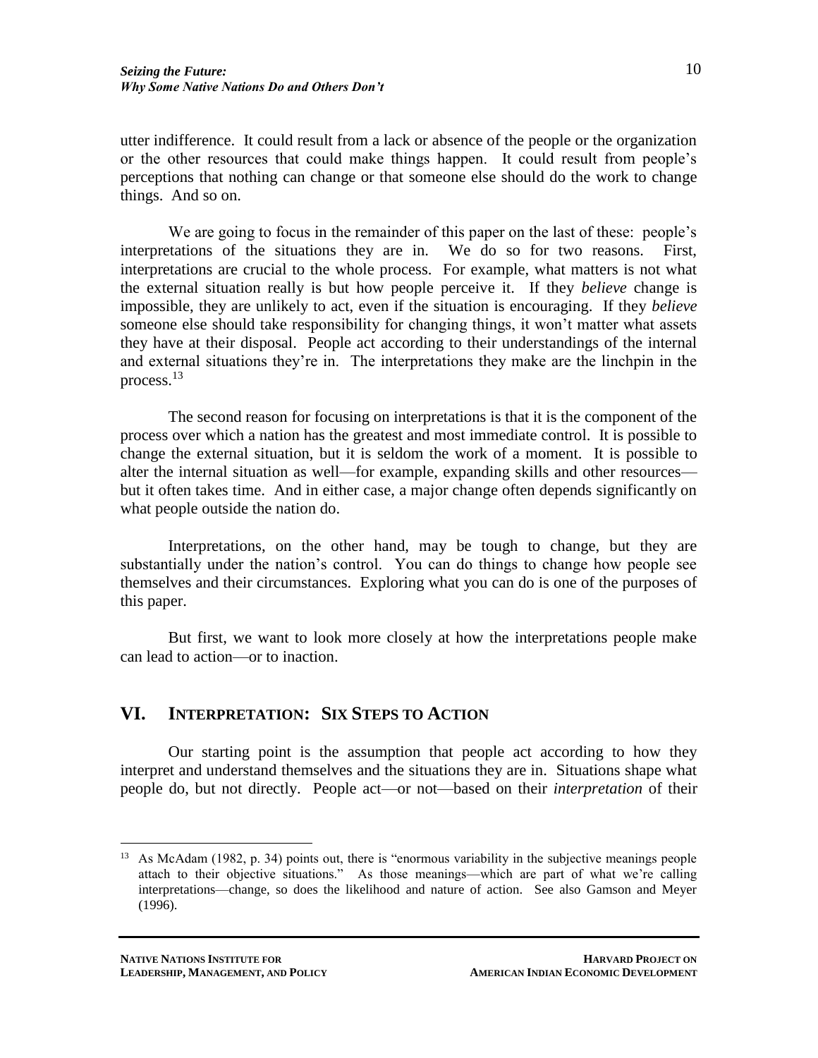utter indifference. It could result from a lack or absence of the people or the organization or the other resources that could make things happen. It could result from people's perceptions that nothing can change or that someone else should do the work to change things. And so on.

We are going to focus in the remainder of this paper on the last of these: people's interpretations of the situations they are in. We do so for two reasons. First, interpretations are crucial to the whole process. For example, what matters is not what the external situation really is but how people perceive it. If they *believe* change is impossible, they are unlikely to act, even if the situation is encouraging. If they *believe* someone else should take responsibility for changing things, it won't matter what assets they have at their disposal. People act according to their understandings of the internal and external situations they're in. The interpretations they make are the linchpin in the process.[13]

The second reason for focusing on interpretations is that it is the component of the process over which a nation has the greatest and most immediate control. It is possible to change the external situation, but it is seldom the work of a moment. It is possible to alter the internal situation as well—for example, expanding skills and other resources—but it often takes time. And in either case, a major change often depends significantly on what people outside the nation do.

Interpretations, on the other hand, may be tough to change, but they are substantially under the nation's control. You can do things to change how people see themselves and their circumstances. Exploring what you can do is one of the purposes of this paper.

But first, we want to look more closely at how the interpretations people make can lead to action—or to inaction.

## VI. Interpretation: Six Steps to Action

Our starting point is the assumption that people act according to how they interpret and understand themselves and the situations they are in. Situations shape what people do, but not directly. People act—or not—based on their *interpretation* of their

[13] As McAdam (1982, p. 34) points out, there is "enormous variability in the subjective meanings people attach to their objective situations." As those meanings—which are part of what we're calling interpretations—change, so does the likelihood and nature of action. See also Gamson and Meyer (1996).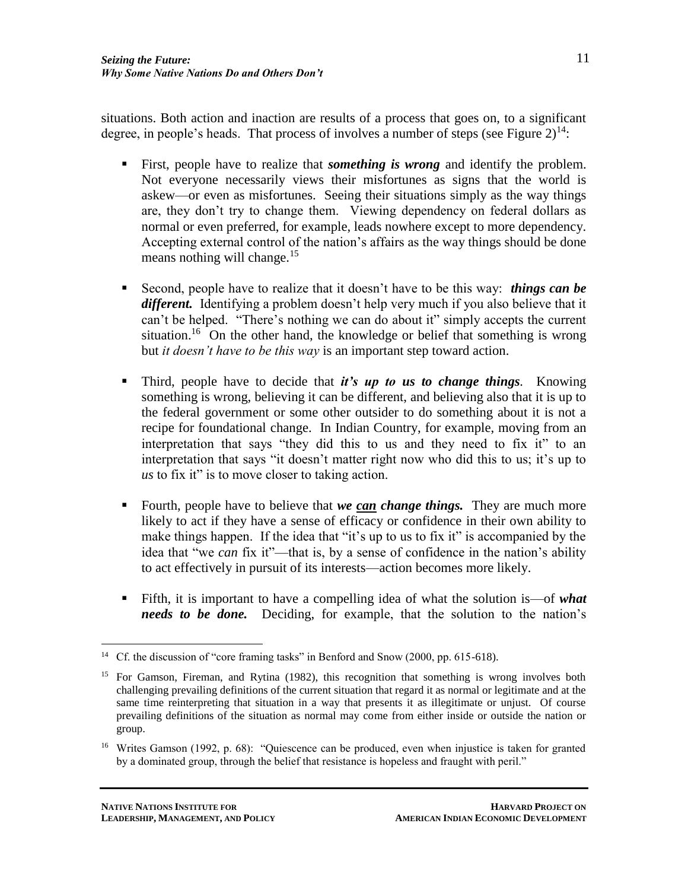situations. Both action and inaction are results of a process that goes on, to a significant degree, in people's heads. That process of involves a number of steps (see Figure 2)[14]:

- First, people have to realize that ***something is wrong*** and identify the problem. Not everyone necessarily views their misfortunes as signs that the world is askew—or even as misfortunes. Seeing their situations simply as the way things are, they don't try to change them. Viewing dependency on federal dollars as normal or even preferred, for example, leads nowhere except to more dependency. Accepting external control of the nation's affairs as the way things should be done means nothing will change.[15]

- Second, people have to realize that it doesn't have to be this way: ***things can be different.*** Identifying a problem doesn't help very much if you also believe that it can't be helped. "There's nothing we can do about it" simply accepts the current situation.[16] On the other hand, the knowledge or belief that something is wrong but *it doesn't have to be this way* is an important step toward action.

- Third, people have to decide that ***it's up to us to change things***. Knowing something is wrong, believing it can be different, and believing also that it is up to the federal government or some other outsider to do something about it is not a recipe for foundational change. In Indian Country, for example, moving from an interpretation that says "they did this to us and they need to fix it" to an interpretation that says "it doesn't matter right now who did this to us; it's up to *us* to fix it" is to move closer to taking action.

- Fourth, people have to believe that ***we <u>can</u> change things.*** They are much more likely to act if they have a sense of efficacy or confidence in their own ability to make things happen. If the idea that "it's up to us to fix it" is accompanied by the idea that "we *can* fix it"—that is, by a sense of confidence in the nation's ability to act effectively in pursuit of its interests—action becomes more likely.

- Fifth, it is important to have a compelling idea of what the solution is—of ***what needs to be done.*** Deciding, for example, that the solution to the nation's

---

[14] Cf. the discussion of "core framing tasks" in Benford and Snow (2000, pp. 615-618).

[15] For Gamson, Fireman, and Rytina (1982), this recognition that something is wrong involves both challenging prevailing definitions of the current situation that regard it as normal or legitimate and at the same time reinterpreting that situation in a way that presents it as illegitimate or unjust. Of course prevailing definitions of the situation as normal may come from either inside or outside the nation or group.

[16] Writes Gamson (1992, p. 68): "Quiescence can be produced, even when injustice is taken for granted by a dominated group, through the belief that resistance is hopeless and fraught with peril."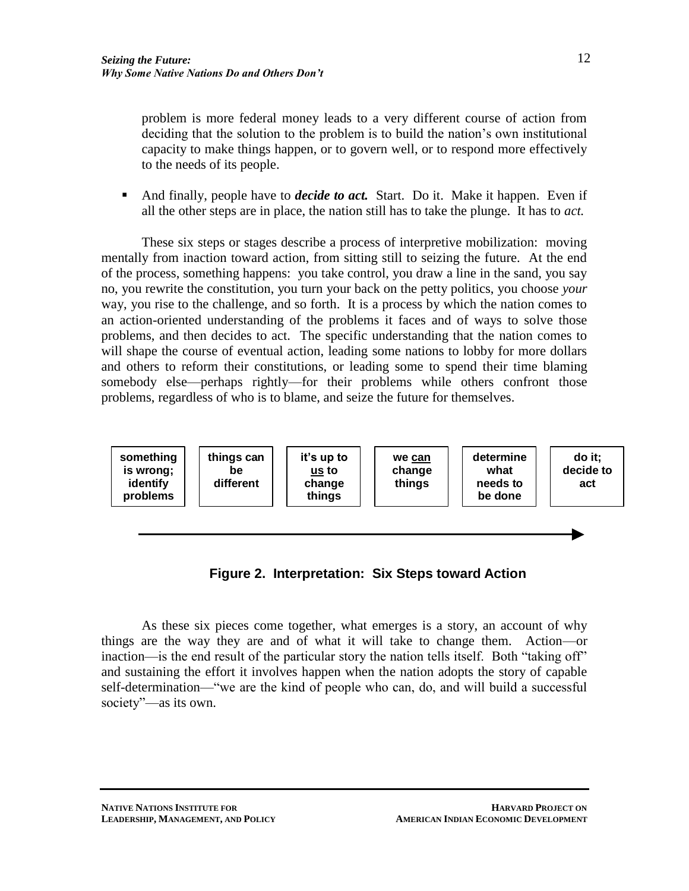problem is more federal money leads to a very different course of action from deciding that the solution to the problem is to build the nation's own institutional capacity to make things happen, or to govern well, or to respond more effectively to the needs of its people.

- And finally, people have to ***decide to act.*** Start. Do it. Make it happen. Even if all the other steps are in place, the nation still has to take the plunge. It has to *act.*

These six steps or stages describe a process of interpretive mobilization: moving mentally from inaction toward action, from sitting still to seizing the future. At the end of the process, something happens: you take control, you draw a line in the sand, you say no, you rewrite the constitution, you turn your back on the petty politics, you choose *your* way, you rise to the challenge, and so forth. It is a process by which the nation comes to an action-oriented understanding of the problems it faces and of ways to solve those problems, and then decides to act. The specific understanding that the nation comes to will shape the course of eventual action, leading some nations to lobby for more dollars and others to reform their constitutions, or leading some to spend their time blaming somebody else—perhaps rightly—for their problems while others confront those problems, regardless of who is to blame, and seize the future for themselves.

| something is wrong; identify problems | things can be different | it's up to us to change things | we can change things | determine what needs to be done | do it; decide to act |
|---|---|---|---|---|---|

→

**Figure 2. Interpretation: Six Steps toward Action**

As these six pieces come together, what emerges is a story, an account of why things are the way they are and of what it will take to change them. Action—or inaction—is the end result of the particular story the nation tells itself. Both "taking off" and sustaining the effort it involves happen when the nation adopts the story of capable self-determination—"we are the kind of people who can, do, and will build a successful society"—as its own.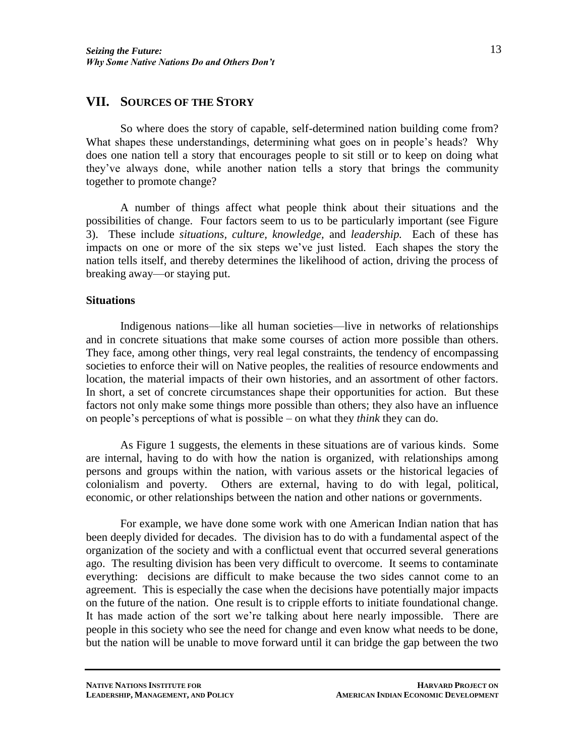## VII. SOURCES OF THE STORY

So where does the story of capable, self-determined nation building come from? What shapes these understandings, determining what goes on in people's heads? Why does one nation tell a story that encourages people to sit still or to keep on doing what they've always done, while another nation tells a story that brings the community together to promote change?

A number of things affect what people think about their situations and the possibilities of change. Four factors seem to us to be particularly important (see Figure 3). These include *situations, culture, knowledge,* and *leadership.* Each of these has impacts on one or more of the six steps we've just listed. Each shapes the story the nation tells itself, and thereby determines the likelihood of action, driving the process of breaking away—or staying put.

### Situations

Indigenous nations—like all human societies—live in networks of relationships and in concrete situations that make some courses of action more possible than others. They face, among other things, very real legal constraints, the tendency of encompassing societies to enforce their will on Native peoples, the realities of resource endowments and location, the material impacts of their own histories, and an assortment of other factors. In short, a set of concrete circumstances shape their opportunities for action. But these factors not only make some things more possible than others; they also have an influence on people's perceptions of what is possible – on what they *think* they can do.

As Figure 1 suggests, the elements in these situations are of various kinds. Some are internal, having to do with how the nation is organized, with relationships among persons and groups within the nation, with various assets or the historical legacies of colonialism and poverty. Others are external, having to do with legal, political, economic, or other relationships between the nation and other nations or governments.

For example, we have done some work with one American Indian nation that has been deeply divided for decades. The division has to do with a fundamental aspect of the organization of the society and with a conflictual event that occurred several generations ago. The resulting division has been very difficult to overcome. It seems to contaminate everything: decisions are difficult to make because the two sides cannot come to an agreement. This is especially the case when the decisions have potentially major impacts on the future of the nation. One result is to cripple efforts to initiate foundational change. It has made action of the sort we're talking about here nearly impossible. There are people in this society who see the need for change and even know what needs to be done, but the nation will be unable to move forward until it can bridge the gap between the two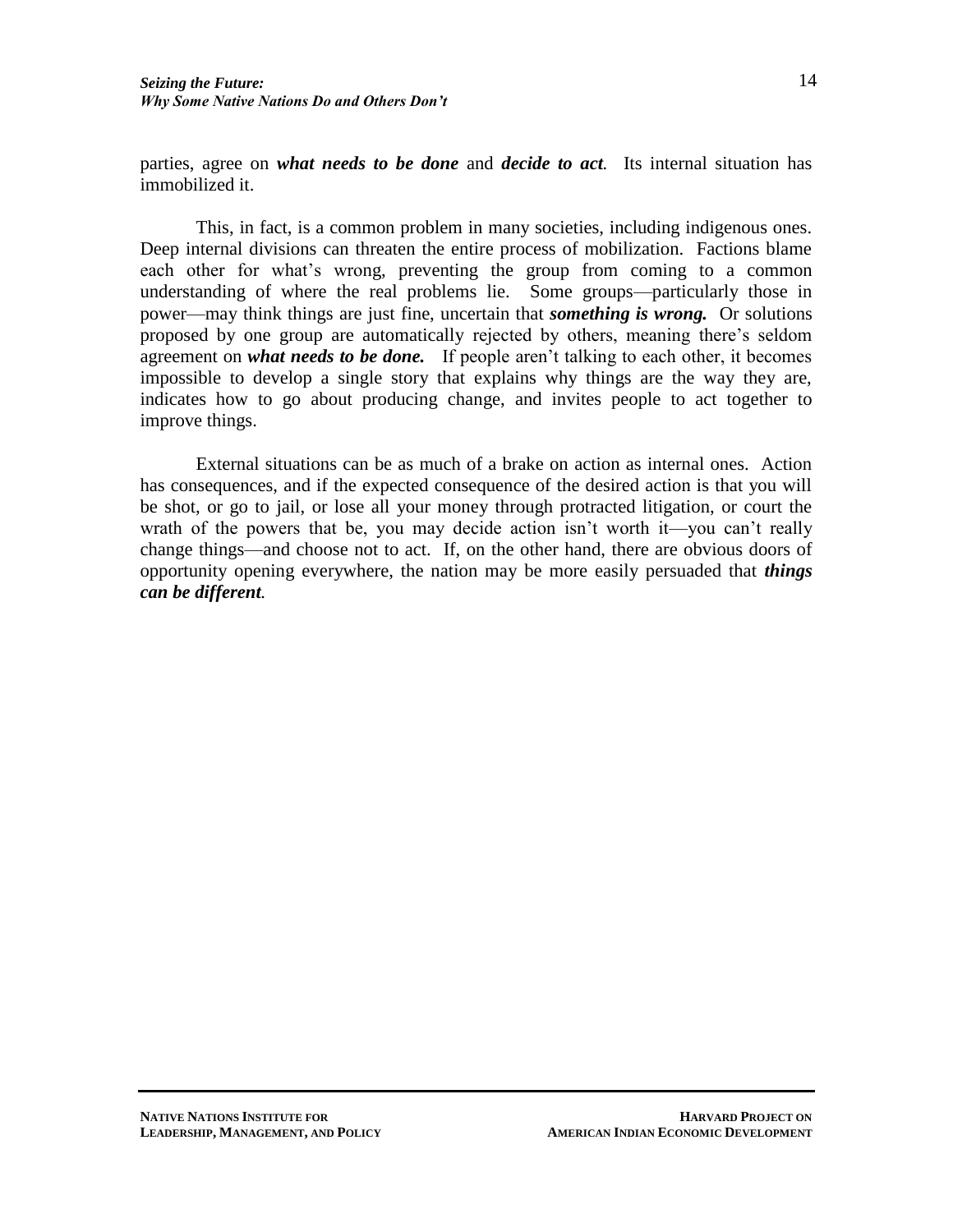parties, agree on ***what needs to be done*** and ***decide to act.*** Its internal situation has immobilized it.

This, in fact, is a common problem in many societies, including indigenous ones. Deep internal divisions can threaten the entire process of mobilization. Factions blame each other for what's wrong, preventing the group from coming to a common understanding of where the real problems lie. Some groups—particularly those in power—may think things are just fine, uncertain that ***something is wrong.*** Or solutions proposed by one group are automatically rejected by others, meaning there's seldom agreement on ***what needs to be done.*** If people aren't talking to each other, it becomes impossible to develop a single story that explains why things are the way they are, indicates how to go about producing change, and invites people to act together to improve things.

External situations can be as much of a brake on action as internal ones. Action has consequences, and if the expected consequence of the desired action is that you will be shot, or go to jail, or lose all your money through protracted litigation, or court the wrath of the powers that be, you may decide action isn't worth it—you can't really change things—and choose not to act. If, on the other hand, there are obvious doors of opportunity opening everywhere, the nation may be more easily persuaded that ***things can be different.***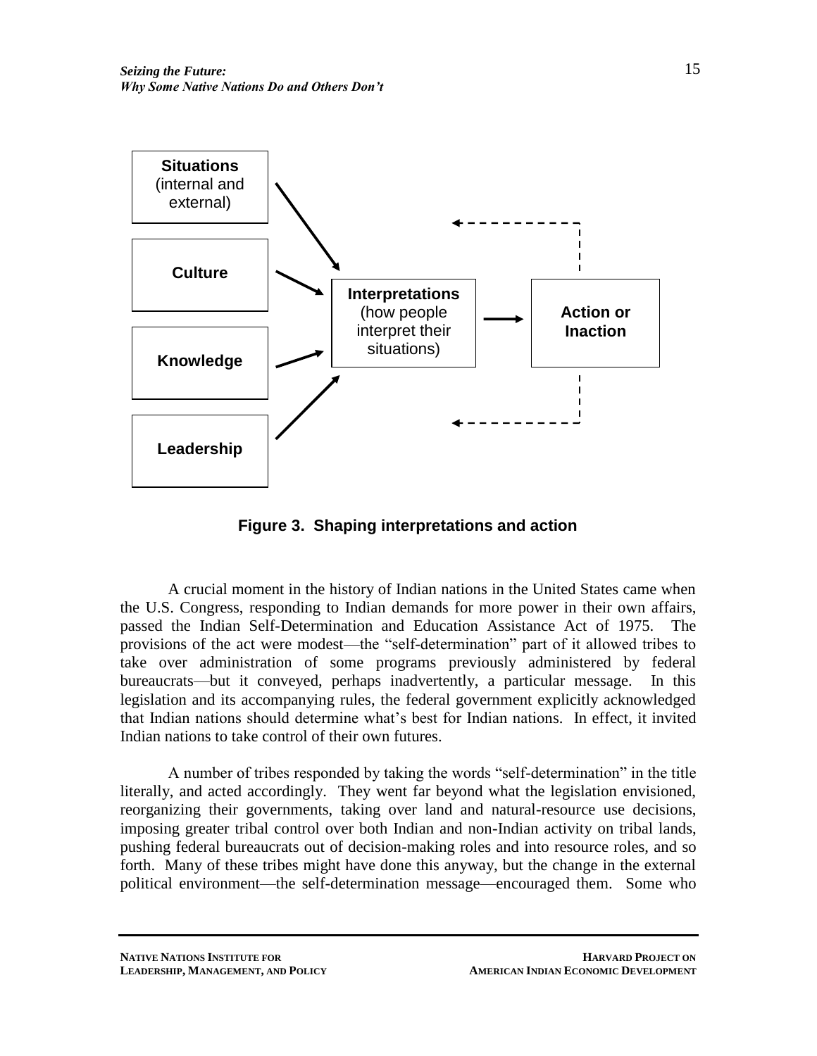**Figure 3. Shaping interpretations and action**

A crucial moment in the history of Indian nations in the United States came when the U.S. Congress, responding to Indian demands for more power in their own affairs, passed the Indian Self-Determination and Education Assistance Act of 1975. The provisions of the act were modest—the "self-determination" part of it allowed tribes to take over administration of some programs previously administered by federal bureaucrats—but it conveyed, perhaps inadvertently, a particular message. In this legislation and its accompanying rules, the federal government explicitly acknowledged that Indian nations should determine what's best for Indian nations. In effect, it invited Indian nations to take control of their own futures.

A number of tribes responded by taking the words "self-determination" in the title literally, and acted accordingly. They went far beyond what the legislation envisioned, reorganizing their governments, taking over land and natural-resource use decisions, imposing greater tribal control over both Indian and non-Indian activity on tribal lands, pushing federal bureaucrats out of decision-making roles and into resource roles, and so forth. Many of these tribes might have done this anyway, but the change in the external political environment—the self-determination message—encouraged them. Some who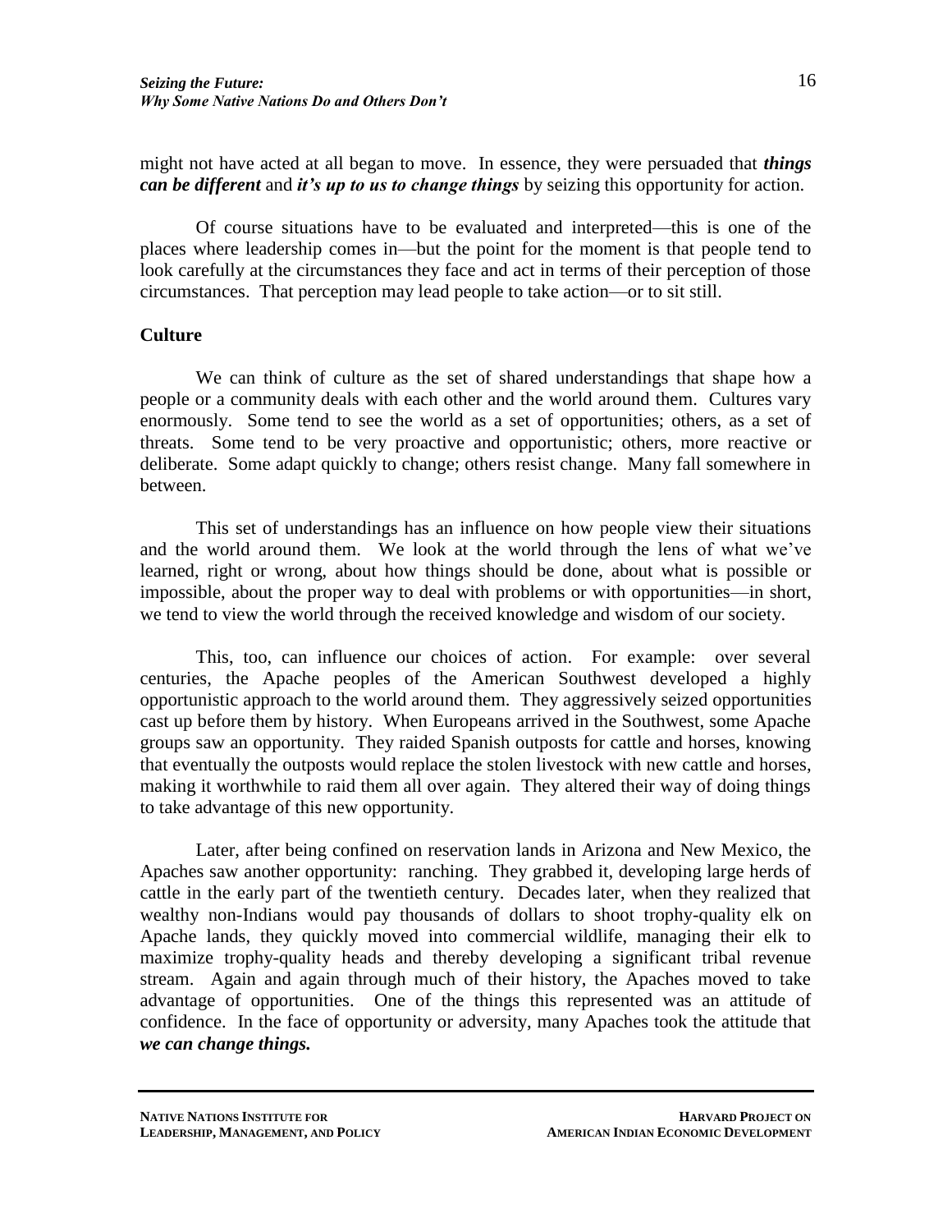might not have acted at all began to move. In essence, they were persuaded that ***things can be different*** and ***it's up to us to change things*** by seizing this opportunity for action.

Of course situations have to be evaluated and interpreted—this is one of the places where leadership comes in—but the point for the moment is that people tend to look carefully at the circumstances they face and act in terms of their perception of those circumstances. That perception may lead people to take action—or to sit still.

**Culture**

We can think of culture as the set of shared understandings that shape how a people or a community deals with each other and the world around them. Cultures vary enormously. Some tend to see the world as a set of opportunities; others, as a set of threats. Some tend to be very proactive and opportunistic; others, more reactive or deliberate. Some adapt quickly to change; others resist change. Many fall somewhere in between.

This set of understandings has an influence on how people view their situations and the world around them. We look at the world through the lens of what we've learned, right or wrong, about how things should be done, about what is possible or impossible, about the proper way to deal with problems or with opportunities—in short, we tend to view the world through the received knowledge and wisdom of our society.

This, too, can influence our choices of action. For example: over several centuries, the Apache peoples of the American Southwest developed a highly opportunistic approach to the world around them. They aggressively seized opportunities cast up before them by history. When Europeans arrived in the Southwest, some Apache groups saw an opportunity. They raided Spanish outposts for cattle and horses, knowing that eventually the outposts would replace the stolen livestock with new cattle and horses, making it worthwhile to raid them all over again. They altered their way of doing things to take advantage of this new opportunity.

Later, after being confined on reservation lands in Arizona and New Mexico, the Apaches saw another opportunity: ranching. They grabbed it, developing large herds of cattle in the early part of the twentieth century. Decades later, when they realized that wealthy non-Indians would pay thousands of dollars to shoot trophy-quality elk on Apache lands, they quickly moved into commercial wildlife, managing their elk to maximize trophy-quality heads and thereby developing a significant tribal revenue stream. Again and again through much of their history, the Apaches moved to take advantage of opportunities. One of the things this represented was an attitude of confidence. In the face of opportunity or adversity, many Apaches took the attitude that ***we can change things.***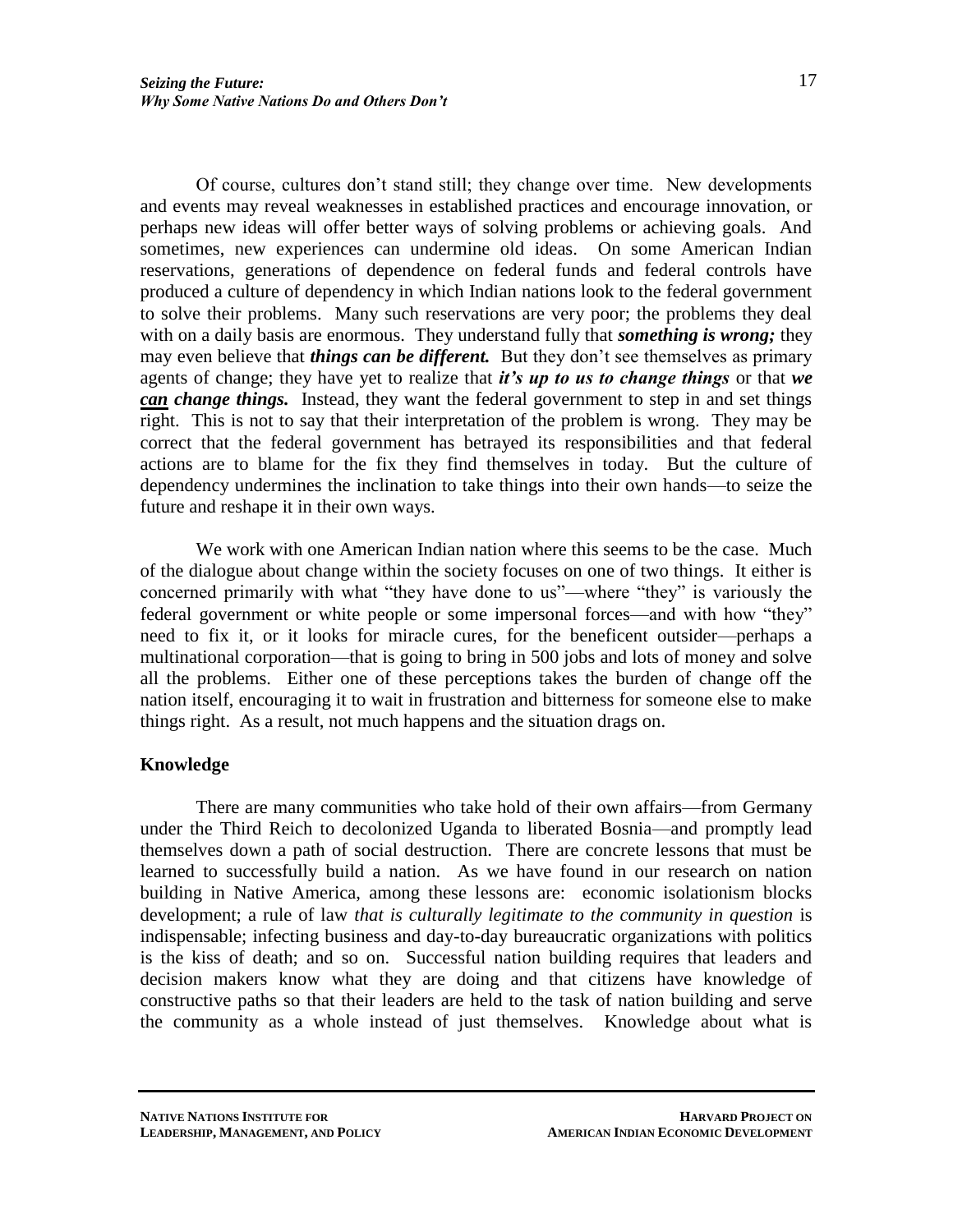Of course, cultures don't stand still; they change over time. New developments and events may reveal weaknesses in established practices and encourage innovation, or perhaps new ideas will offer better ways of solving problems or achieving goals. And sometimes, new experiences can undermine old ideas. On some American Indian reservations, generations of dependence on federal funds and federal controls have produced a culture of dependency in which Indian nations look to the federal government to solve their problems. Many such reservations are very poor; the problems they deal with on a daily basis are enormous. They understand fully that ***something is wrong;*** they may even believe that ***things can be different.*** But they don't see themselves as primary agents of change; they have yet to realize that ***it's up to us to change things*** or that ***we <u>can</u> change things.*** Instead, they want the federal government to step in and set things right. This is not to say that their interpretation of the problem is wrong. They may be correct that the federal government has betrayed its responsibilities and that federal actions are to blame for the fix they find themselves in today. But the culture of dependency undermines the inclination to take things into their own hands—to seize the future and reshape it in their own ways.

We work with one American Indian nation where this seems to be the case. Much of the dialogue about change within the society focuses on one of two things. It either is concerned primarily with what "they have done to us"—where "they" is variously the federal government or white people or some impersonal forces—and with how "they" need to fix it, or it looks for miracle cures, for the beneficent outsider—perhaps a multinational corporation—that is going to bring in 500 jobs and lots of money and solve all the problems. Either one of these perceptions takes the burden of change off the nation itself, encouraging it to wait in frustration and bitterness for someone else to make things right. As a result, not much happens and the situation drags on.

## Knowledge

There are many communities who take hold of their own affairs—from Germany under the Third Reich to decolonized Uganda to liberated Bosnia—and promptly lead themselves down a path of social destruction. There are concrete lessons that must be learned to successfully build a nation. As we have found in our research on nation building in Native America, among these lessons are: economic isolationism blocks development; a rule of law *that is culturally legitimate to the community in question* is indispensable; infecting business and day-to-day bureaucratic organizations with politics is the kiss of death; and so on. Successful nation building requires that leaders and decision makers know what they are doing and that citizens have knowledge of constructive paths so that their leaders are held to the task of nation building and serve the community as a whole instead of just themselves. Knowledge about what is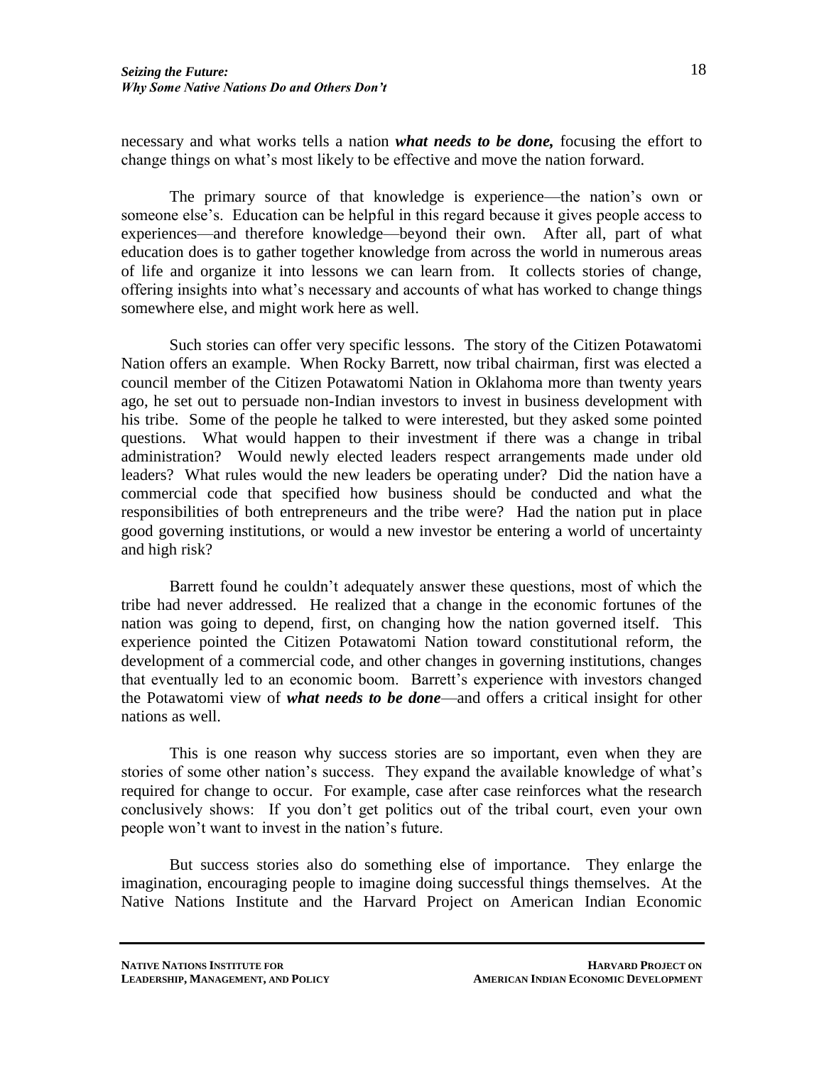necessary and what works tells a nation ***what needs to be done,*** focusing the effort to change things on what's most likely to be effective and move the nation forward.

The primary source of that knowledge is experience—the nation's own or someone else's. Education can be helpful in this regard because it gives people access to experiences—and therefore knowledge—beyond their own. After all, part of what education does is to gather together knowledge from across the world in numerous areas of life and organize it into lessons we can learn from. It collects stories of change, offering insights into what's necessary and accounts of what has worked to change things somewhere else, and might work here as well.

Such stories can offer very specific lessons. The story of the Citizen Potawatomi Nation offers an example. When Rocky Barrett, now tribal chairman, first was elected a council member of the Citizen Potawatomi Nation in Oklahoma more than twenty years ago, he set out to persuade non-Indian investors to invest in business development with his tribe. Some of the people he talked to were interested, but they asked some pointed questions. What would happen to their investment if there was a change in tribal administration? Would newly elected leaders respect arrangements made under old leaders? What rules would the new leaders be operating under? Did the nation have a commercial code that specified how business should be conducted and what the responsibilities of both entrepreneurs and the tribe were? Had the nation put in place good governing institutions, or would a new investor be entering a world of uncertainty and high risk?

Barrett found he couldn't adequately answer these questions, most of which the tribe had never addressed. He realized that a change in the economic fortunes of the nation was going to depend, first, on changing how the nation governed itself. This experience pointed the Citizen Potawatomi Nation toward constitutional reform, the development of a commercial code, and other changes in governing institutions, changes that eventually led to an economic boom. Barrett's experience with investors changed the Potawatomi view of ***what needs to be done***—and offers a critical insight for other nations as well.

This is one reason why success stories are so important, even when they are stories of some other nation's success. They expand the available knowledge of what's required for change to occur. For example, case after case reinforces what the research conclusively shows: If you don't get politics out of the tribal court, even your own people won't want to invest in the nation's future.

But success stories also do something else of importance. They enlarge the imagination, encouraging people to imagine doing successful things themselves. At the Native Nations Institute and the Harvard Project on American Indian Economic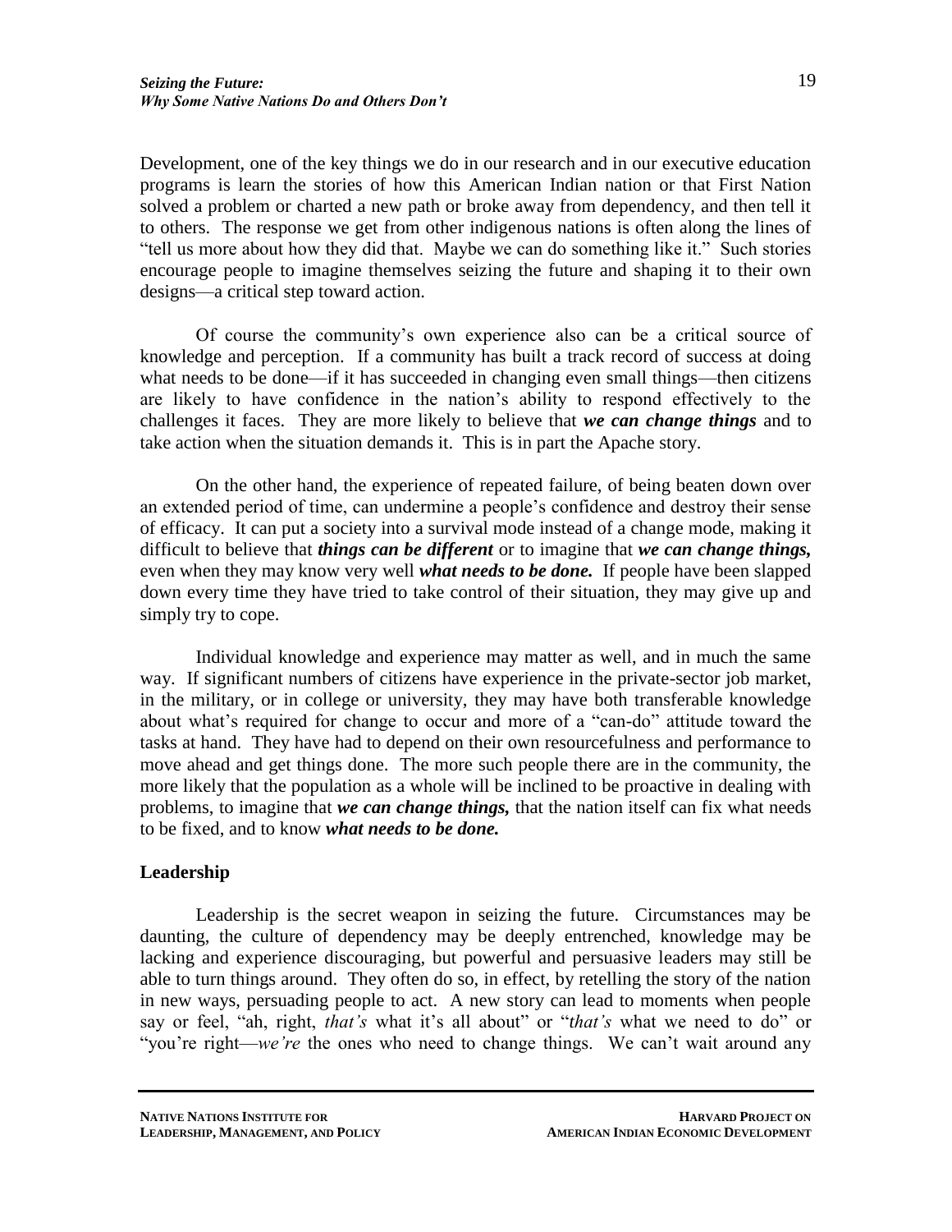Development, one of the key things we do in our research and in our executive education programs is learn the stories of how this American Indian nation or that First Nation solved a problem or charted a new path or broke away from dependency, and then tell it to others. The response we get from other indigenous nations is often along the lines of "tell us more about how they did that. Maybe we can do something like it." Such stories encourage people to imagine themselves seizing the future and shaping it to their own designs—a critical step toward action.

Of course the community's own experience also can be a critical source of knowledge and perception. If a community has built a track record of success at doing what needs to be done—if it has succeeded in changing even small things—then citizens are likely to have confidence in the nation's ability to respond effectively to the challenges it faces. They are more likely to believe that ***we can change things*** and to take action when the situation demands it. This is in part the Apache story.

On the other hand, the experience of repeated failure, of being beaten down over an extended period of time, can undermine a people's confidence and destroy their sense of efficacy. It can put a society into a survival mode instead of a change mode, making it difficult to believe that ***things can be different*** or to imagine that ***we can change things,*** even when they may know very well ***what needs to be done.*** If people have been slapped down every time they have tried to take control of their situation, they may give up and simply try to cope.

Individual knowledge and experience may matter as well, and in much the same way. If significant numbers of citizens have experience in the private-sector job market, in the military, or in college or university, they may have both transferable knowledge about what's required for change to occur and more of a "can-do" attitude toward the tasks at hand. They have had to depend on their own resourcefulness and performance to move ahead and get things done. The more such people there are in the community, the more likely that the population as a whole will be inclined to be proactive in dealing with problems, to imagine that ***we can change things,*** that the nation itself can fix what needs to be fixed, and to know ***what needs to be done.***

## Leadership

Leadership is the secret weapon in seizing the future. Circumstances may be daunting, the culture of dependency may be deeply entrenched, knowledge may be lacking and experience discouraging, but powerful and persuasive leaders may still be able to turn things around. They often do so, in effect, by retelling the story of the nation in new ways, persuading people to act. A new story can lead to moments when people say or feel, "ah, right, *that's* what it's all about" or "*that's* what we need to do" or "you're right—*we're* the ones who need to change things. We can't wait around any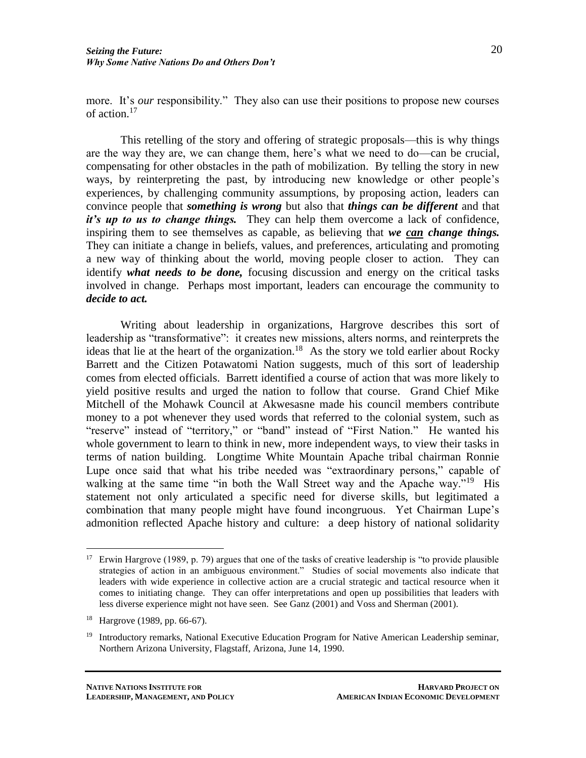more. It's *our* responsibility." They also can use their positions to propose new courses of action.[17]

This retelling of the story and offering of strategic proposals—this is why things are the way they are, we can change them, here's what we need to do—can be crucial, compensating for other obstacles in the path of mobilization. By telling the story in new ways, by reinterpreting the past, by introducing new knowledge or other people's experiences, by challenging community assumptions, by proposing action, leaders can convince people that ***something is wrong*** but also that ***things can be different*** and that ***it's up to us to change things.*** They can help them overcome a lack of confidence, inspiring them to see themselves as capable, as believing that ***we <u>can</u> change things.*** They can initiate a change in beliefs, values, and preferences, articulating and promoting a new way of thinking about the world, moving people closer to action. They can identify ***what needs to be done,*** focusing discussion and energy on the critical tasks involved in change. Perhaps most important, leaders can encourage the community to ***decide to act.***

Writing about leadership in organizations, Hargrove describes this sort of leadership as "transformative": it creates new missions, alters norms, and reinterprets the ideas that lie at the heart of the organization.[18] As the story we told earlier about Rocky Barrett and the Citizen Potawatomi Nation suggests, much of this sort of leadership comes from elected officials. Barrett identified a course of action that was more likely to yield positive results and urged the nation to follow that course. Grand Chief Mike Mitchell of the Mohawk Council at Akwesasne made his council members contribute money to a pot whenever they used words that referred to the colonial system, such as "reserve" instead of "territory," or "band" instead of "First Nation." He wanted his whole government to learn to think in new, more independent ways, to view their tasks in terms of nation building. Longtime White Mountain Apache tribal chairman Ronnie Lupe once said that what his tribe needed was "extraordinary persons," capable of walking at the same time "in both the Wall Street way and the Apache way."[19] His statement not only articulated a specific need for diverse skills, but legitimated a combination that many people might have found incongruous. Yet Chairman Lupe's admonition reflected Apache history and culture: a deep history of national solidarity

---

[17] Erwin Hargrove (1989, p. 79) argues that one of the tasks of creative leadership is "to provide plausible strategies of action in an ambiguous environment." Studies of social movements also indicate that leaders with wide experience in collective action are a crucial strategic and tactical resource when it comes to initiating change. They can offer interpretations and open up possibilities that leaders with less diverse experience might not have seen. See Ganz (2001) and Voss and Sherman (2001).

[18] Hargrove (1989, pp. 66-67).

[19] Introductory remarks, National Executive Education Program for Native American Leadership seminar, Northern Arizona University, Flagstaff, Arizona, June 14, 1990.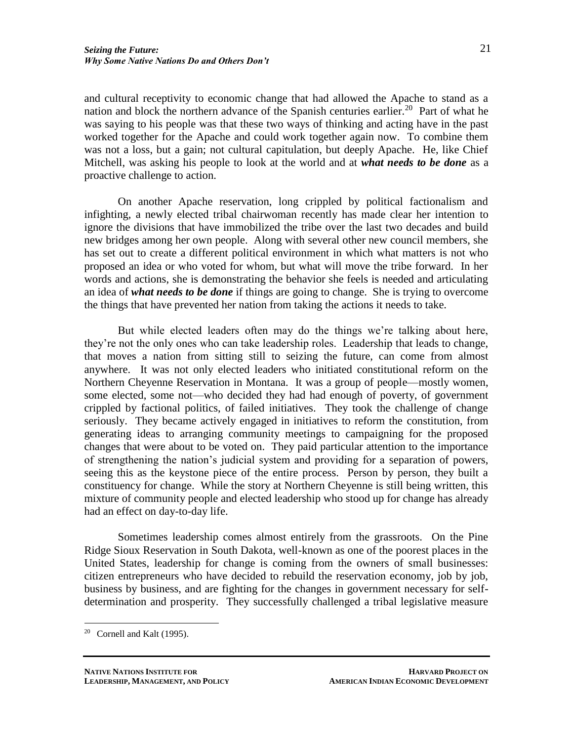and cultural receptivity to economic change that had allowed the Apache to stand as a nation and block the northern advance of the Spanish centuries earlier.[20] Part of what he was saying to his people was that these two ways of thinking and acting have in the past worked together for the Apache and could work together again now. To combine them was not a loss, but a gain; not cultural capitulation, but deeply Apache. He, like Chief Mitchell, was asking his people to look at the world and at ***what needs to be done*** as a proactive challenge to action.

On another Apache reservation, long crippled by political factionalism and infighting, a newly elected tribal chairwoman recently has made clear her intention to ignore the divisions that have immobilized the tribe over the last two decades and build new bridges among her own people. Along with several other new council members, she has set out to create a different political environment in which what matters is not who proposed an idea or who voted for whom, but what will move the tribe forward. In her words and actions, she is demonstrating the behavior she feels is needed and articulating an idea of ***what needs to be done*** if things are going to change. She is trying to overcome the things that have prevented her nation from taking the actions it needs to take.

But while elected leaders often may do the things we're talking about here, they're not the only ones who can take leadership roles. Leadership that leads to change, that moves a nation from sitting still to seizing the future, can come from almost anywhere. It was not only elected leaders who initiated constitutional reform on the Northern Cheyenne Reservation in Montana. It was a group of people—mostly women, some elected, some not—who decided they had had enough of poverty, of government crippled by factional politics, of failed initiatives. They took the challenge of change seriously. They became actively engaged in initiatives to reform the constitution, from generating ideas to arranging community meetings to campaigning for the proposed changes that were about to be voted on. They paid particular attention to the importance of strengthening the nation's judicial system and providing for a separation of powers, seeing this as the keystone piece of the entire process. Person by person, they built a constituency for change. While the story at Northern Cheyenne is still being written, this mixture of community people and elected leadership who stood up for change has already had an effect on day-to-day life.

Sometimes leadership comes almost entirely from the grassroots. On the Pine Ridge Sioux Reservation in South Dakota, well-known as one of the poorest places in the United States, leadership for change is coming from the owners of small businesses: citizen entrepreneurs who have decided to rebuild the reservation economy, job by job, business by business, and are fighting for the changes in government necessary for self-determination and prosperity. They successfully challenged a tribal legislative measure

[20] Cornell and Kalt (1995).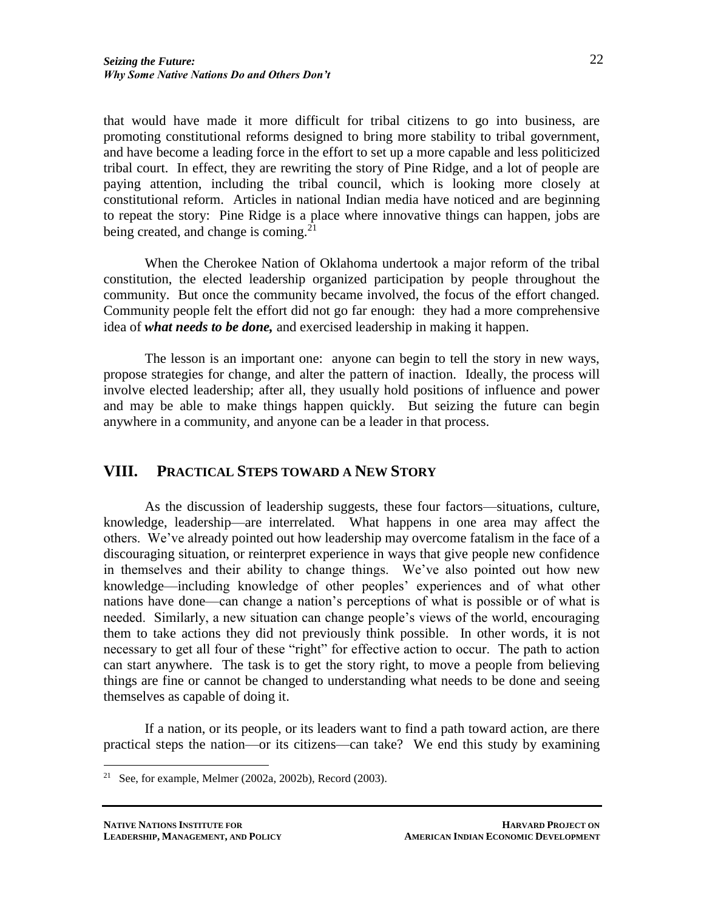that would have made it more difficult for tribal citizens to go into business, are promoting constitutional reforms designed to bring more stability to tribal government, and have become a leading force in the effort to set up a more capable and less politicized tribal court. In effect, they are rewriting the story of Pine Ridge, and a lot of people are paying attention, including the tribal council, which is looking more closely at constitutional reform. Articles in national Indian media have noticed and are beginning to repeat the story: Pine Ridge is a place where innovative things can happen, jobs are being created, and change is coming.[21]

When the Cherokee Nation of Oklahoma undertook a major reform of the tribal constitution, the elected leadership organized participation by people throughout the community. But once the community became involved, the focus of the effort changed. Community people felt the effort did not go far enough: they had a more comprehensive idea of ***what needs to be done,*** and exercised leadership in making it happen.

The lesson is an important one: anyone can begin to tell the story in new ways, propose strategies for change, and alter the pattern of inaction. Ideally, the process will involve elected leadership; after all, they usually hold positions of influence and power and may be able to make things happen quickly. But seizing the future can begin anywhere in a community, and anyone can be a leader in that process.

## VIII. Practical Steps toward a New Story

As the discussion of leadership suggests, these four factors—situations, culture, knowledge, leadership—are interrelated. What happens in one area may affect the others. We've already pointed out how leadership may overcome fatalism in the face of a discouraging situation, or reinterpret experience in ways that give people new confidence in themselves and their ability to change things. We've also pointed out how new knowledge—including knowledge of other peoples' experiences and of what other nations have done—can change a nation's perceptions of what is possible or of what is needed. Similarly, a new situation can change people's views of the world, encouraging them to take actions they did not previously think possible. In other words, it is not necessary to get all four of these "right" for effective action to occur. The path to action can start anywhere. The task is to get the story right, to move a people from believing things are fine or cannot be changed to understanding what needs to be done and seeing themselves as capable of doing it.

If a nation, or its people, or its leaders want to find a path toward action, are there practical steps the nation—or its citizens—can take? We end this study by examining

---

[21] See, for example, Melmer (2002a, 2002b), Record (2003).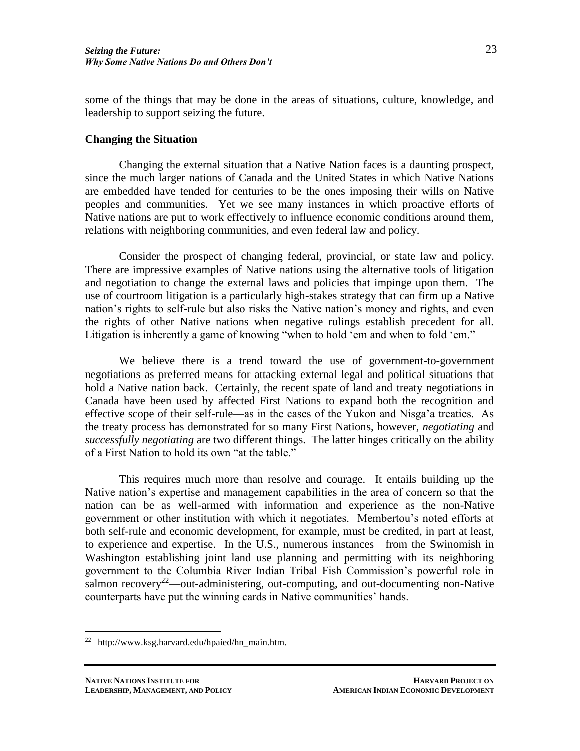some of the things that may be done in the areas of situations, culture, knowledge, and leadership to support seizing the future.

### Changing the Situation

Changing the external situation that a Native Nation faces is a daunting prospect, since the much larger nations of Canada and the United States in which Native Nations are embedded have tended for centuries to be the ones imposing their wills on Native peoples and communities. Yet we see many instances in which proactive efforts of Native nations are put to work effectively to influence economic conditions around them, relations with neighboring communities, and even federal law and policy.

Consider the prospect of changing federal, provincial, or state law and policy. There are impressive examples of Native nations using the alternative tools of litigation and negotiation to change the external laws and policies that impinge upon them. The use of courtroom litigation is a particularly high-stakes strategy that can firm up a Native nation's rights to self-rule but also risks the Native nation's money and rights, and even the rights of other Native nations when negative rulings establish precedent for all. Litigation is inherently a game of knowing "when to hold 'em and when to fold 'em."

We believe there is a trend toward the use of government-to-government negotiations as preferred means for attacking external legal and political situations that hold a Native nation back. Certainly, the recent spate of land and treaty negotiations in Canada have been used by affected First Nations to expand both the recognition and effective scope of their self-rule—as in the cases of the Yukon and Nisga'a treaties. As the treaty process has demonstrated for so many First Nations, however, *negotiating* and *successfully negotiating* are two different things. The latter hinges critically on the ability of a First Nation to hold its own "at the table."

This requires much more than resolve and courage. It entails building up the Native nation's expertise and management capabilities in the area of concern so that the nation can be as well-armed with information and experience as the non-Native government or other institution with which it negotiates. Membertou's noted efforts at both self-rule and economic development, for example, must be credited, in part at least, to experience and expertise. In the U.S., numerous instances—from the Swinomish in Washington establishing joint land use planning and permitting with its neighboring government to the Columbia River Indian Tribal Fish Commission's powerful role in salmon recovery[22]—out-administering, out-computing, and out-documenting non-Native counterparts have put the winning cards in Native communities' hands.

---

[22] http://www.ksg.harvard.edu/hpaied/hn_main.htm.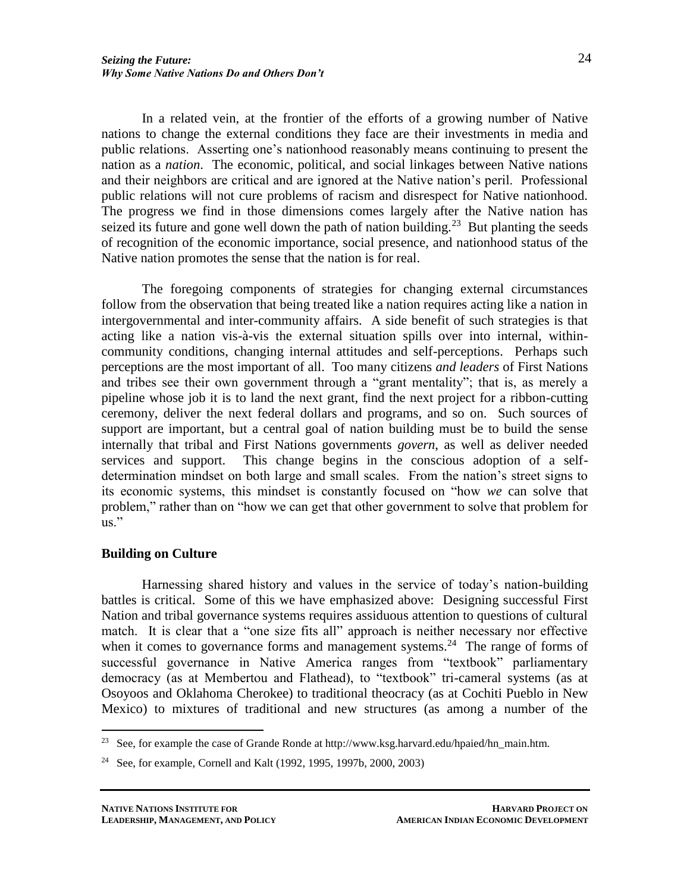In a related vein, at the frontier of the efforts of a growing number of Native nations to change the external conditions they face are their investments in media and public relations. Asserting one's nationhood reasonably means continuing to present the nation as a *nation*. The economic, political, and social linkages between Native nations and their neighbors are critical and are ignored at the Native nation's peril. Professional public relations will not cure problems of racism and disrespect for Native nationhood. The progress we find in those dimensions comes largely after the Native nation has seized its future and gone well down the path of nation building.[23] But planting the seeds of recognition of the economic importance, social presence, and nationhood status of the Native nation promotes the sense that the nation is for real.

The foregoing components of strategies for changing external circumstances follow from the observation that being treated like a nation requires acting like a nation in intergovernmental and inter-community affairs. A side benefit of such strategies is that acting like a nation vis-à-vis the external situation spills over into internal, within-community conditions, changing internal attitudes and self-perceptions. Perhaps such perceptions are the most important of all. Too many citizens *and leaders* of First Nations and tribes see their own government through a "grant mentality"; that is, as merely a pipeline whose job it is to land the next grant, find the next project for a ribbon-cutting ceremony, deliver the next federal dollars and programs, and so on. Such sources of support are important, but a central goal of nation building must be to build the sense internally that tribal and First Nations governments *govern*, as well as deliver needed services and support. This change begins in the conscious adoption of a self-determination mindset on both large and small scales. From the nation's street signs to its economic systems, this mindset is constantly focused on "how *we* can solve that problem," rather than on "how we can get that other government to solve that problem for us."

## Building on Culture

Harnessing shared history and values in the service of today's nation-building battles is critical. Some of this we have emphasized above: Designing successful First Nation and tribal governance systems requires assiduous attention to questions of cultural match. It is clear that a "one size fits all" approach is neither necessary nor effective when it comes to governance forms and management systems.[24] The range of forms of successful governance in Native America ranges from "textbook" parliamentary democracy (as at Membertou and Flathead), to "textbook" tri-cameral systems (as at Osoyoos and Oklahoma Cherokee) to traditional theocracy (as at Cochiti Pueblo in New Mexico) to mixtures of traditional and new structures (as among a number of the

---

[23] See, for example the case of Grande Ronde at http://www.ksg.harvard.edu/hpaied/hn_main.htm.

[24] See, for example, Cornell and Kalt (1992, 1995, 1997b, 2000, 2003)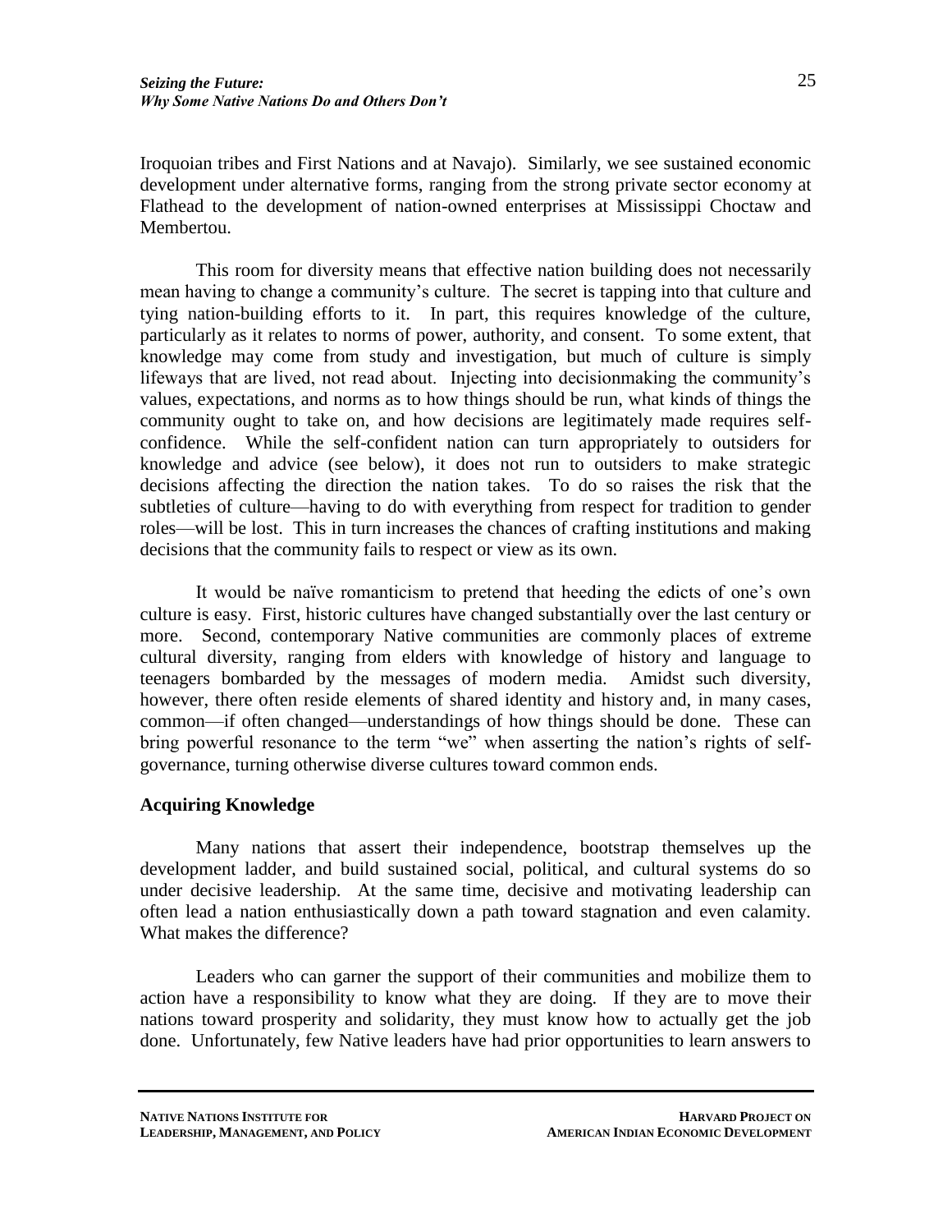Iroquoian tribes and First Nations and at Navajo). Similarly, we see sustained economic development under alternative forms, ranging from the strong private sector economy at Flathead to the development of nation-owned enterprises at Mississippi Choctaw and Membertou.

This room for diversity means that effective nation building does not necessarily mean having to change a community's culture. The secret is tapping into that culture and tying nation-building efforts to it. In part, this requires knowledge of the culture, particularly as it relates to norms of power, authority, and consent. To some extent, that knowledge may come from study and investigation, but much of culture is simply lifeways that are lived, not read about. Injecting into decisionmaking the community's values, expectations, and norms as to how things should be run, what kinds of things the community ought to take on, and how decisions are legitimately made requires self-confidence. While the self-confident nation can turn appropriately to outsiders for knowledge and advice (see below), it does not run to outsiders to make strategic decisions affecting the direction the nation takes. To do so raises the risk that the subtleties of culture—having to do with everything from respect for tradition to gender roles—will be lost. This in turn increases the chances of crafting institutions and making decisions that the community fails to respect or view as its own.

It would be naïve romanticism to pretend that heeding the edicts of one's own culture is easy. First, historic cultures have changed substantially over the last century or more. Second, contemporary Native communities are commonly places of extreme cultural diversity, ranging from elders with knowledge of history and language to teenagers bombarded by the messages of modern media. Amidst such diversity, however, there often reside elements of shared identity and history and, in many cases, common—if often changed—understandings of how things should be done. These can bring powerful resonance to the term "we" when asserting the nation's rights of self-governance, turning otherwise diverse cultures toward common ends.

**Acquiring Knowledge**

Many nations that assert their independence, bootstrap themselves up the development ladder, and build sustained social, political, and cultural systems do so under decisive leadership. At the same time, decisive and motivating leadership can often lead a nation enthusiastically down a path toward stagnation and even calamity. What makes the difference?

Leaders who can garner the support of their communities and mobilize them to action have a responsibility to know what they are doing. If they are to move their nations toward prosperity and solidarity, they must know how to actually get the job done. Unfortunately, few Native leaders have had prior opportunities to learn answers to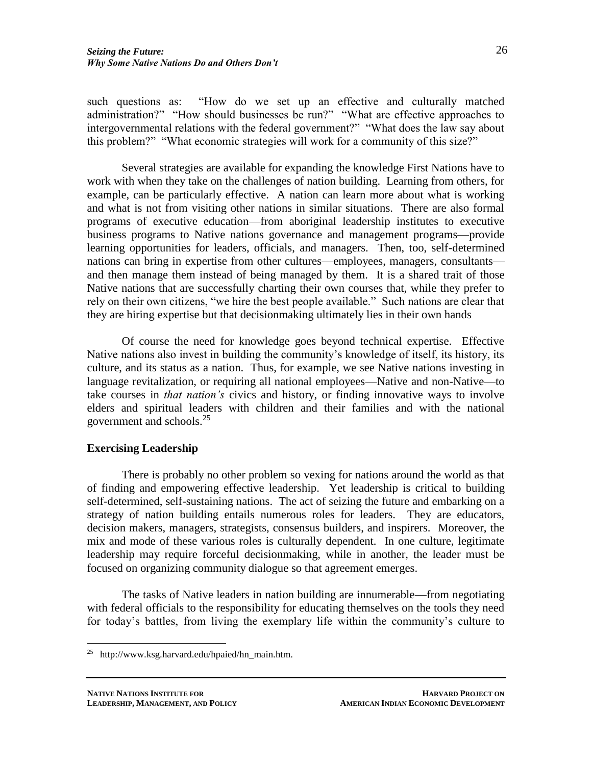such questions as: "How do we set up an effective and culturally matched administration?" "How should businesses be run?" "What are effective approaches to intergovernmental relations with the federal government?" "What does the law say about this problem?" "What economic strategies will work for a community of this size?"

Several strategies are available for expanding the knowledge First Nations have to work with when they take on the challenges of nation building. Learning from others, for example, can be particularly effective. A nation can learn more about what is working and what is not from visiting other nations in similar situations. There are also formal programs of executive education—from aboriginal leadership institutes to executive business programs to Native nations governance and management programs—provide learning opportunities for leaders, officials, and managers. Then, too, self-determined nations can bring in expertise from other cultures—employees, managers, consultants—and then manage them instead of being managed by them. It is a shared trait of those Native nations that are successfully charting their own courses that, while they prefer to rely on their own citizens, "we hire the best people available." Such nations are clear that they are hiring expertise but that decisionmaking ultimately lies in their own hands

Of course the need for knowledge goes beyond technical expertise. Effective Native nations also invest in building the community's knowledge of itself, its history, its culture, and its status as a nation. Thus, for example, we see Native nations investing in language revitalization, or requiring all national employees—Native and non-Native—to take courses in *that nation's* civics and history, or finding innovative ways to involve elders and spiritual leaders with children and their families and with the national government and schools.[25]

## Exercising Leadership

There is probably no other problem so vexing for nations around the world as that of finding and empowering effective leadership. Yet leadership is critical to building self-determined, self-sustaining nations. The act of seizing the future and embarking on a strategy of nation building entails numerous roles for leaders. They are educators, decision makers, managers, strategists, consensus builders, and inspirers. Moreover, the mix and mode of these various roles is culturally dependent. In one culture, legitimate leadership may require forceful decisionmaking, while in another, the leader must be focused on organizing community dialogue so that agreement emerges.

The tasks of Native leaders in nation building are innumerable—from negotiating with federal officials to the responsibility for educating themselves on the tools they need for today's battles, from living the exemplary life within the community's culture to

---

[25] http://www.ksg.harvard.edu/hpaied/hn_main.htm.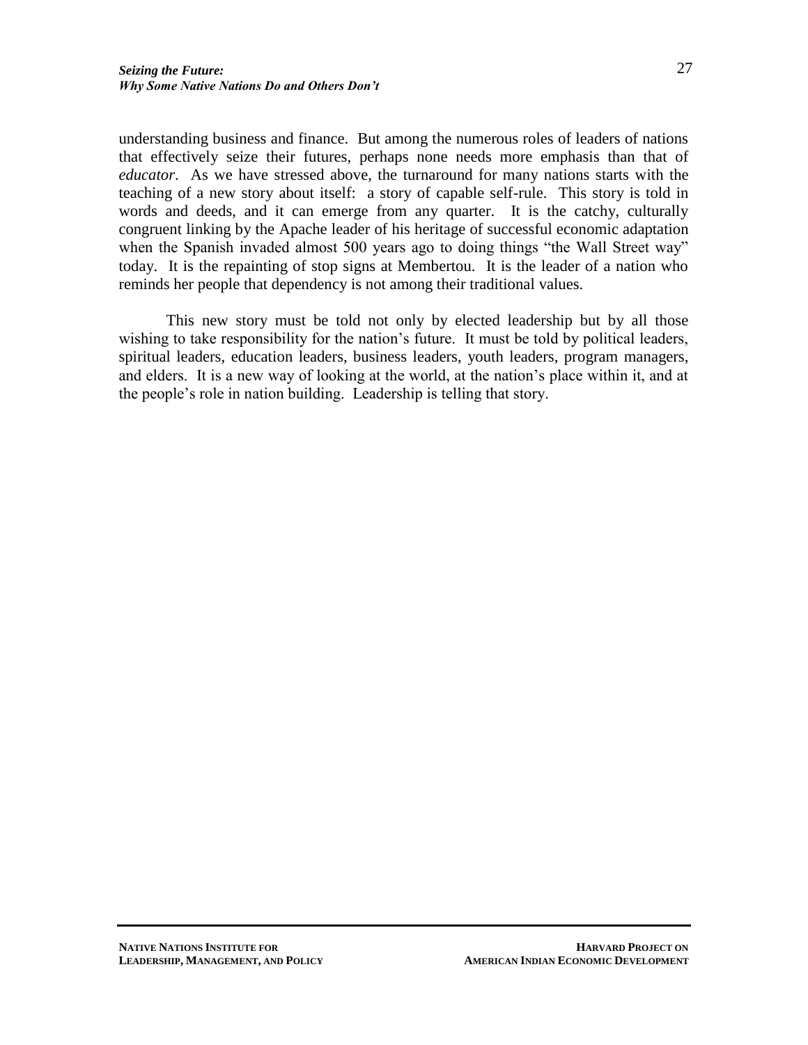understanding business and finance. But among the numerous roles of leaders of nations that effectively seize their futures, perhaps none needs more emphasis than that of *educator*. As we have stressed above, the turnaround for many nations starts with the teaching of a new story about itself: a story of capable self-rule. This story is told in words and deeds, and it can emerge from any quarter. It is the catchy, culturally congruent linking by the Apache leader of his heritage of successful economic adaptation when the Spanish invaded almost 500 years ago to doing things "the Wall Street way" today. It is the repainting of stop signs at Membertou. It is the leader of a nation who reminds her people that dependency is not among their traditional values.

This new story must be told not only by elected leadership but by all those wishing to take responsibility for the nation's future. It must be told by political leaders, spiritual leaders, education leaders, business leaders, youth leaders, program managers, and elders. It is a new way of looking at the world, at the nation's place within it, and at the people's role in nation building. Leadership is telling that story.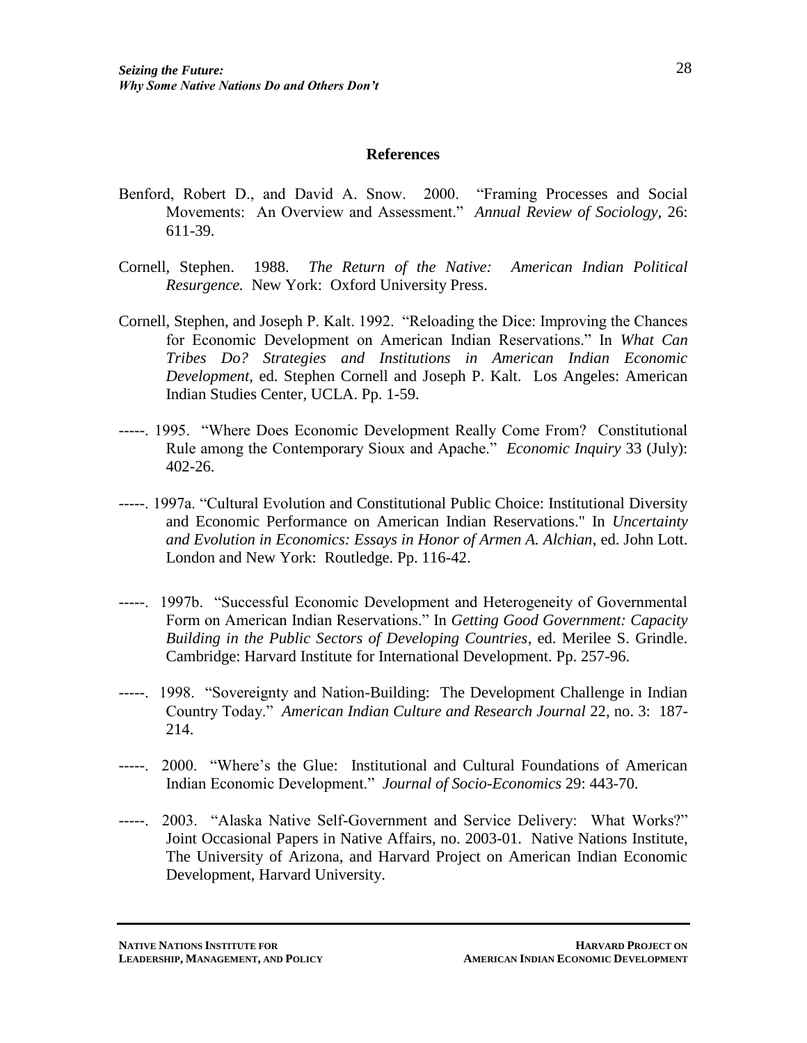## References

Benford, Robert D., and David A. Snow. 2000. "Framing Processes and Social Movements: An Overview and Assessment." *Annual Review of Sociology,* 26: 611-39.

Cornell, Stephen. 1988. *The Return of the Native: American Indian Political Resurgence.* New York: Oxford University Press.

Cornell, Stephen, and Joseph P. Kalt. 1992. "Reloading the Dice: Improving the Chances for Economic Development on American Indian Reservations." In *What Can Tribes Do? Strategies and Institutions in American Indian Economic Development*, ed. Stephen Cornell and Joseph P. Kalt. Los Angeles: American Indian Studies Center, UCLA. Pp. 1-59.

-----. 1995. "Where Does Economic Development Really Come From? Constitutional Rule among the Contemporary Sioux and Apache." *Economic Inquiry* 33 (July): 402-26.

-----. 1997a. "Cultural Evolution and Constitutional Public Choice: Institutional Diversity and Economic Performance on American Indian Reservations." In *Uncertainty and Evolution in Economics: Essays in Honor of Armen A. Alchian*, ed. John Lott. London and New York: Routledge. Pp. 116-42.

-----. 1997b. "Successful Economic Development and Heterogeneity of Governmental Form on American Indian Reservations." In *Getting Good Government: Capacity Building in the Public Sectors of Developing Countries*, ed. Merilee S. Grindle. Cambridge: Harvard Institute for International Development. Pp. 257-96.

-----. 1998. "Sovereignty and Nation-Building: The Development Challenge in Indian Country Today." *American Indian Culture and Research Journal* 22, no. 3: 187-214.

-----. 2000. "Where's the Glue: Institutional and Cultural Foundations of American Indian Economic Development." *Journal of Socio-Economics* 29: 443-70.

-----. 2003. "Alaska Native Self-Government and Service Delivery: What Works?" Joint Occasional Papers in Native Affairs, no. 2003-01. Native Nations Institute, The University of Arizona, and Harvard Project on American Indian Economic Development, Harvard University.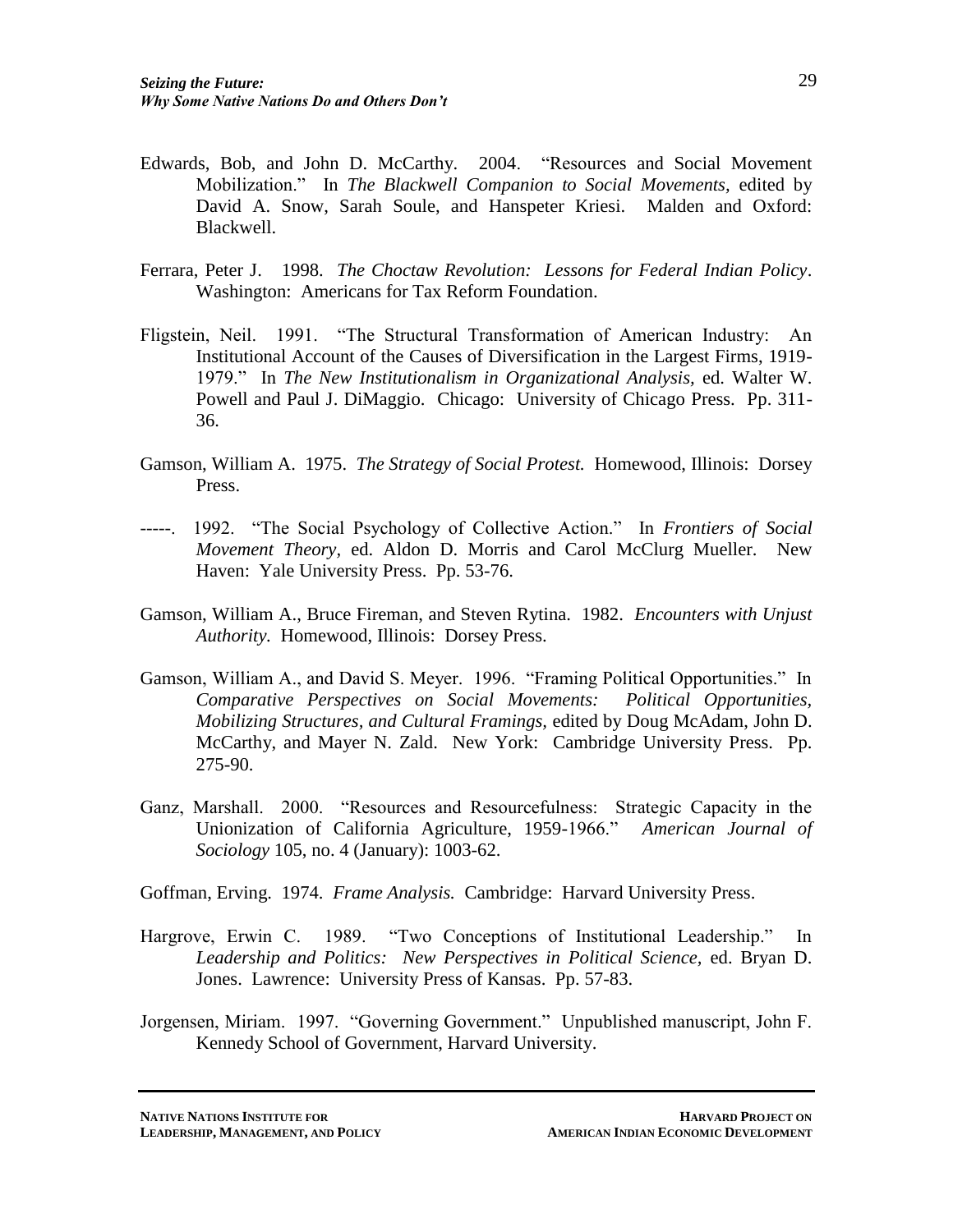Edwards, Bob, and John D. McCarthy. 2004. "Resources and Social Movement Mobilization." In *The Blackwell Companion to Social Movements,* edited by David A. Snow, Sarah Soule, and Hanspeter Kriesi. Malden and Oxford: Blackwell.

Ferrara, Peter J. 1998. *The Choctaw Revolution: Lessons for Federal Indian Policy*. Washington: Americans for Tax Reform Foundation.

Fligstein, Neil. 1991. "The Structural Transformation of American Industry: An Institutional Account of the Causes of Diversification in the Largest Firms, 1919-1979." In *The New Institutionalism in Organizational Analysis,* ed. Walter W. Powell and Paul J. DiMaggio. Chicago: University of Chicago Press. Pp. 311-36.

Gamson, William A. 1975. *The Strategy of Social Protest.* Homewood, Illinois: Dorsey Press.

-----. 1992. "The Social Psychology of Collective Action." In *Frontiers of Social Movement Theory,* ed. Aldon D. Morris and Carol McClurg Mueller. New Haven: Yale University Press. Pp. 53-76.

Gamson, William A., Bruce Fireman, and Steven Rytina. 1982. *Encounters with Unjust Authority.* Homewood, Illinois: Dorsey Press.

Gamson, William A., and David S. Meyer. 1996. "Framing Political Opportunities." In *Comparative Perspectives on Social Movements: Political Opportunities, Mobilizing Structures, and Cultural Framings,* edited by Doug McAdam, John D. McCarthy, and Mayer N. Zald. New York: Cambridge University Press. Pp. 275-90.

Ganz, Marshall. 2000. "Resources and Resourcefulness: Strategic Capacity in the Unionization of California Agriculture, 1959-1966." *American Journal of Sociology* 105, no. 4 (January): 1003-62.

Goffman, Erving. 1974. *Frame Analysis.* Cambridge: Harvard University Press.

Hargrove, Erwin C. 1989. "Two Conceptions of Institutional Leadership." In *Leadership and Politics: New Perspectives in Political Science,* ed. Bryan D. Jones. Lawrence: University Press of Kansas. Pp. 57-83.

Jorgensen, Miriam. 1997. "Governing Government." Unpublished manuscript, John F. Kennedy School of Government, Harvard University.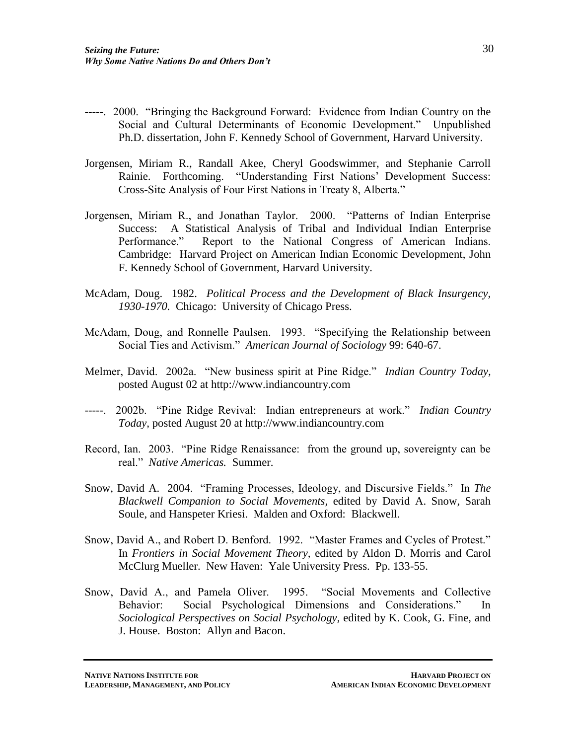-----. 2000. "Bringing the Background Forward: Evidence from Indian Country on the Social and Cultural Determinants of Economic Development." Unpublished Ph.D. dissertation, John F. Kennedy School of Government, Harvard University.

Jorgensen, Miriam R., Randall Akee, Cheryl Goodswimmer, and Stephanie Carroll Rainie. Forthcoming. "Understanding First Nations' Development Success: Cross-Site Analysis of Four First Nations in Treaty 8, Alberta."

Jorgensen, Miriam R., and Jonathan Taylor. 2000. "Patterns of Indian Enterprise Success: A Statistical Analysis of Tribal and Individual Indian Enterprise Performance." Report to the National Congress of American Indians. Cambridge: Harvard Project on American Indian Economic Development, John F. Kennedy School of Government, Harvard University.

McAdam, Doug. 1982. *Political Process and the Development of Black Insurgency, 1930-1970.* Chicago: University of Chicago Press.

McAdam, Doug, and Ronnelle Paulsen. 1993. "Specifying the Relationship between Social Ties and Activism." *American Journal of Sociology* 99: 640-67.

Melmer, David. 2002a. "New business spirit at Pine Ridge." *Indian Country Today,* posted August 02 at http://www.indiancountry.com

-----. 2002b. "Pine Ridge Revival: Indian entrepreneurs at work." *Indian Country Today,* posted August 20 at http://www.indiancountry.com

Record, Ian. 2003. "Pine Ridge Renaissance: from the ground up, sovereignty can be real." *Native Americas.* Summer.

Snow, David A. 2004. "Framing Processes, Ideology, and Discursive Fields." In *The Blackwell Companion to Social Movements,* edited by David A. Snow, Sarah Soule, and Hanspeter Kriesi. Malden and Oxford: Blackwell.

Snow, David A., and Robert D. Benford. 1992. "Master Frames and Cycles of Protest." In *Frontiers in Social Movement Theory,* edited by Aldon D. Morris and Carol McClurg Mueller. New Haven: Yale University Press. Pp. 133-55.

Snow, David A., and Pamela Oliver. 1995. "Social Movements and Collective Behavior: Social Psychological Dimensions and Considerations." In *Sociological Perspectives on Social Psychology,* edited by K. Cook, G. Fine, and J. House. Boston: Allyn and Bacon.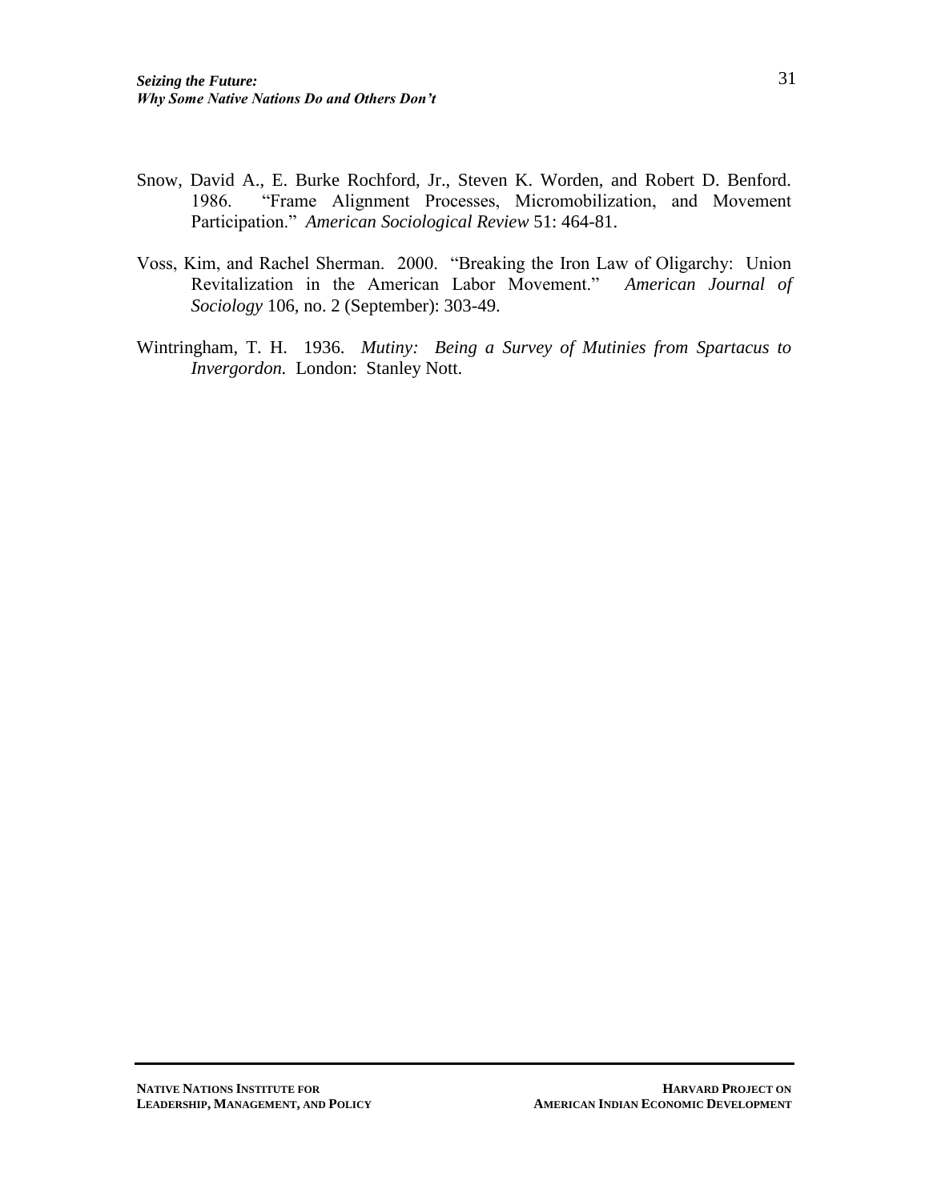Snow, David A., E. Burke Rochford, Jr., Steven K. Worden, and Robert D. Benford. 1986. "Frame Alignment Processes, Micromobilization, and Movement Participation." *American Sociological Review* 51: 464-81.

Voss, Kim, and Rachel Sherman. 2000. "Breaking the Iron Law of Oligarchy: Union Revitalization in the American Labor Movement." *American Journal of Sociology* 106, no. 2 (September): 303-49.

Wintringham, T. H. 1936. *Mutiny: Being a Survey of Mutinies from Spartacus to Invergordon.* London: Stanley Nott.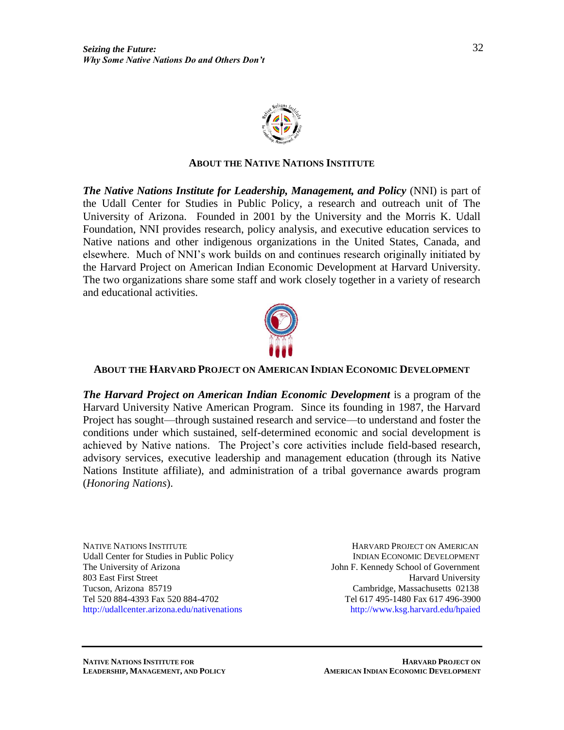## About the Native Nations Institute

***The Native Nations Institute for Leadership, Management, and Policy*** (NNI) is part of the Udall Center for Studies in Public Policy, a research and outreach unit of The University of Arizona. Founded in 2001 by the University and the Morris K. Udall Foundation, NNI provides research, policy analysis, and executive education services to Native nations and other indigenous organizations in the United States, Canada, and elsewhere. Much of NNI's work builds on and continues research originally initiated by the Harvard Project on American Indian Economic Development at Harvard University. The two organizations share some staff and work closely together in a variety of research and educational activities.

## About the Harvard Project on American Indian Economic Development

***The Harvard Project on American Indian Economic Development*** is a program of the Harvard University Native American Program. Since its founding in 1987, the Harvard Project has sought—through sustained research and service—to understand and foster the conditions under which sustained, self-determined economic and social development is achieved by Native nations. The Project's core activities include field-based research, advisory services, executive leadership and management education (through its Native Nations Institute affiliate), and administration of a tribal governance awards program (*Honoring Nations*).

NATIVE NATIONS INSTITUTE
Udall Center for Studies in Public Policy
The University of Arizona
803 East First Street
Tucson, Arizona 85719
Tel 520 884-4393 Fax 520 884-4702
http://udallcenter.arizona.edu/nativenations

HARVARD PROJECT ON AMERICAN INDIAN ECONOMIC DEVELOPMENT
John F. Kennedy School of Government
Harvard University
Cambridge, Massachusetts 02138
Tel 617 495-1480 Fax 617 496-3900
http://www.ksg.harvard.edu/hpaied